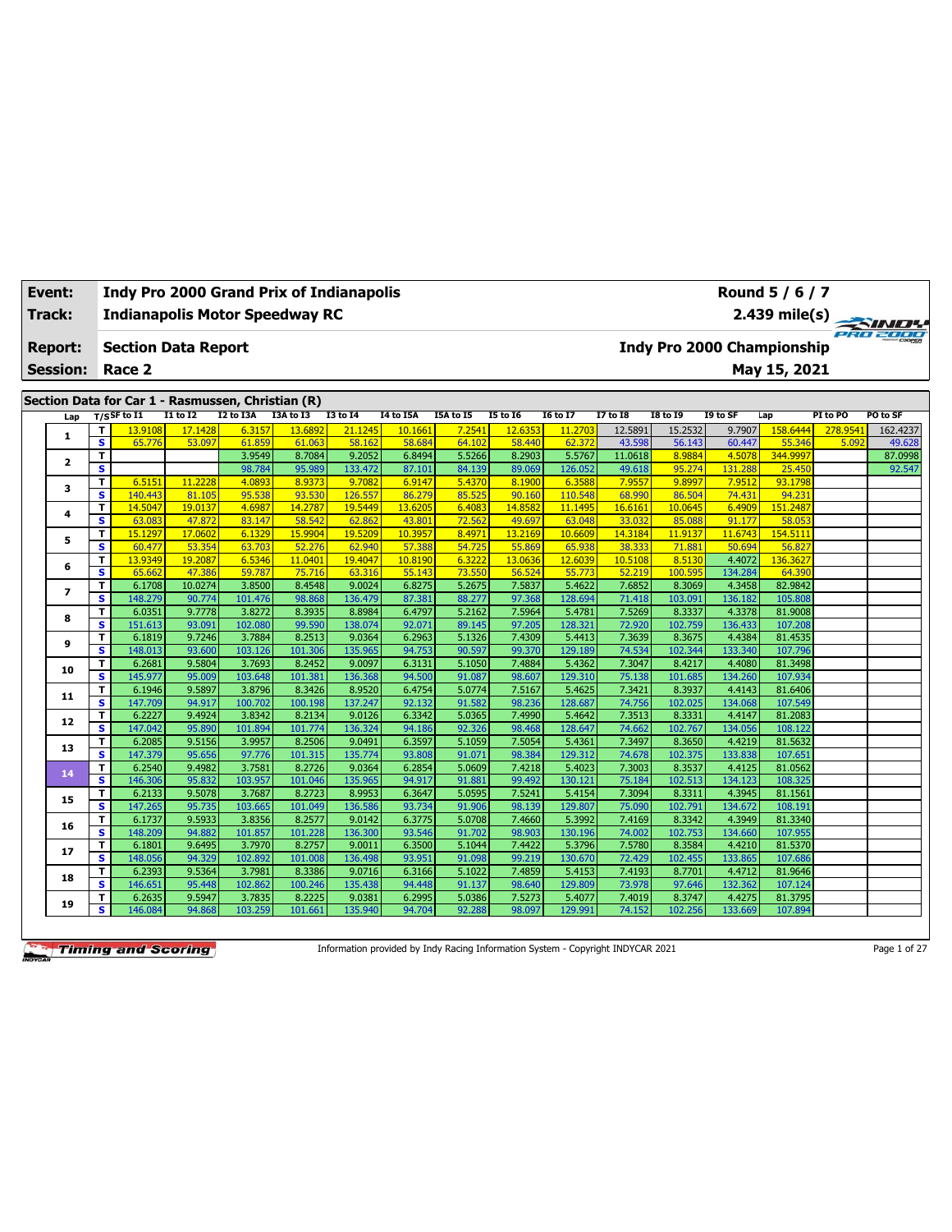| Event: | Indy Pro 2000 Grand Prix of Indianapolis | Round 5 / 6 / 7 |
|---|---|---|
| Track: | Indianapolis Motor Speedway RC | 2.439 mile(s) |
| Report: | Section Data Report | Indy Pro 2000 Championship |
| Session: | Race 2 | May 15, 2021 |

## Section Data for Car 1 - Rasmussen, Christian (R)

| Lap | T/S | SF to I1 | I1 to I2 | I2 to I3A | I3A to I3 | I3 to I4 | I4 to I5A | I5A to I5 | I5 to I6 | I6 to I7 | I7 to I8 | I8 to I9 | I9 to SF | Lap | PI to PO | PO to SF |
|---|---|---|---|---|---|---|---|---|---|---|---|---|---|---|---|---|
| 1 | T | 13.9108 | 17.1428 | 6.3157 | 13.6892 | 21.1245 | 10.1661 | 7.2541 | 12.6353 | 11.2703 | 12.5891 | 15.2532 | 9.7907 | 158.6444 | 278.9541 | 162.4237 |
| | S | 65.776 | 53.097 | 61.859 | 61.063 | 58.162 | 58.684 | 64.102 | 58.440 | 62.372 | 43.598 | 56.143 | 60.447 | 55.346 | 5.092 | 49.628 |
| 2 | T | | | 3.9549 | 8.7084 | 9.2052 | 6.8494 | 5.5266 | 8.2903 | 5.5767 | 11.0618 | 8.9884 | 4.5078 | 344.9997 | | 87.0998 |
| | S | | | 98.784 | 95.989 | 133.472 | 87.101 | 84.139 | 89.069 | 126.052 | 49.618 | 95.274 | 131.288 | 25.450 | | 92.547 |
| 3 | T | 6.5151 | 11.2228 | 4.0893 | 8.9373 | 9.7082 | 6.9147 | 5.4370 | 8.1900 | 6.3588 | 7.9557 | 9.8997 | 7.9512 | 93.1798 | | |
| | S | 140.443 | 81.105 | 95.538 | 93.530 | 126.557 | 86.279 | 85.525 | 90.160 | 110.548 | 68.990 | 86.504 | 74.431 | 94.231 | | |
| 4 | T | 14.5047 | 19.0137 | 4.6987 | 14.2787 | 19.5449 | 13.6205 | 6.4083 | 14.8582 | 11.1495 | 16.6161 | 10.0645 | 6.4909 | 151.2487 | | |
| | S | 63.083 | 47.872 | 83.147 | 58.542 | 62.862 | 43.801 | 72.562 | 49.697 | 63.048 | 33.032 | 85.088 | 91.177 | 58.053 | | |
| 5 | T | 15.1297 | 17.0602 | 6.1329 | 15.9904 | 19.5209 | 10.3957 | 8.4971 | 13.2169 | 10.6609 | 14.3184 | 11.9137 | 11.6743 | 154.5111 | | |
| | S | 60.477 | 53.354 | 63.703 | 52.276 | 62.940 | 57.388 | 54.725 | 55.869 | 65.938 | 38.333 | 71.881 | 50.694 | 56.827 | | |
| 6 | T | 13.9349 | 19.2087 | 6.5346 | 11.0401 | 19.4047 | 10.8190 | 6.3222 | 13.0636 | 12.6039 | 10.5108 | 8.5130 | 4.4072 | 136.3627 | | |
| | S | 65.662 | 47.386 | 59.787 | 75.716 | 63.316 | 55.143 | 73.550 | 56.524 | 55.773 | 52.219 | 100.595 | 134.284 | 64.390 | | |
| 7 | T | 6.1708 | 10.0274 | 3.8500 | 8.4548 | 9.0024 | 6.8275 | 5.2675 | 7.5837 | 5.4622 | 7.6852 | 8.3069 | 4.3458 | 82.9842 | | |
| | S | 148.279 | 90.774 | 101.476 | 98.868 | 136.479 | 87.381 | 88.277 | 97.368 | 128.694 | 71.418 | 103.091 | 136.182 | 105.808 | | |
| 8 | T | 6.0351 | 9.7778 | 3.8272 | 8.3935 | 8.8984 | 6.4797 | 5.2162 | 7.5964 | 5.4781 | 7.5269 | 8.3337 | 4.3378 | 81.9008 | | |
| | S | 151.613 | 93.091 | 102.080 | 99.590 | 138.074 | 92.071 | 89.145 | 97.205 | 128.321 | 72.920 | 102.759 | 136.433 | 107.208 | | |
| 9 | T | 6.1819 | 9.7246 | 3.7884 | 8.2513 | 9.0364 | 6.2963 | 5.1326 | 7.4309 | 5.4413 | 7.3639 | 8.3675 | 4.4384 | 81.4535 | | |
| | S | 148.013 | 93.600 | 103.126 | 101.306 | 135.965 | 94.753 | 90.597 | 99.370 | 129.189 | 74.534 | 102.344 | 133.340 | 107.796 | | |
| 10 | T | 6.2681 | 9.5804 | 3.7693 | 8.2452 | 9.0097 | 6.3131 | 5.1050 | 7.4884 | 5.4362 | 7.3047 | 8.4217 | 4.4080 | 81.3498 | | |
| | S | 145.977 | 95.009 | 103.648 | 101.381 | 136.368 | 94.500 | 91.087 | 98.607 | 129.310 | 75.138 | 101.685 | 134.260 | 107.934 | | |
| 11 | T | 6.1946 | 9.5897 | 3.8796 | 8.3426 | 8.9520 | 6.4754 | 5.0774 | 7.5167 | 5.4625 | 7.3421 | 8.3937 | 4.4143 | 81.6406 | | |
| | S | 147.709 | 94.917 | 100.702 | 100.198 | 137.247 | 92.132 | 91.582 | 98.236 | 128.687 | 74.756 | 102.025 | 134.068 | 107.549 | | |
| 12 | T | 6.2227 | 9.4924 | 3.8342 | 8.2134 | 9.0126 | 6.3342 | 5.0365 | 7.4990 | 5.4642 | 7.3513 | 8.3331 | 4.4147 | 81.2083 | | |
| | S | 147.042 | 95.890 | 101.894 | 101.774 | 136.324 | 94.186 | 92.326 | 98.468 | 128.647 | 74.662 | 102.767 | 134.056 | 108.122 | | |
| 13 | T | 6.2085 | 9.5156 | 3.9957 | 8.2506 | 9.0491 | 6.3597 | 5.1059 | 7.5054 | 5.4361 | 7.3497 | 8.3650 | 4.4219 | 81.5632 | | |
| | S | 147.379 | 95.656 | 97.776 | 101.315 | 135.774 | 93.808 | 91.071 | 98.384 | 129.312 | 74.678 | 102.375 | 133.838 | 107.651 | | |
| 14 | T | 6.2540 | 9.4982 | 3.7581 | 8.2726 | 9.0364 | 6.2854 | 5.0609 | 7.4218 | 5.4023 | 7.3003 | 8.3537 | 4.4125 | 81.0562 | | |
| | S | 146.306 | 95.832 | 103.957 | 101.046 | 135.965 | 94.917 | 91.881 | 99.492 | 130.121 | 75.184 | 102.513 | 134.123 | 108.325 | | |
| 15 | T | 6.2133 | 9.5078 | 3.7687 | 8.2723 | 8.9953 | 6.3647 | 5.0595 | 7.5241 | 5.4154 | 7.3094 | 8.3311 | 4.3945 | 81.1561 | | |
| | S | 147.265 | 95.735 | 103.665 | 101.049 | 136.586 | 93.734 | 91.906 | 98.139 | 129.807 | 75.090 | 102.791 | 134.672 | 108.191 | | |
| 16 | T | 6.1737 | 9.5933 | 3.8356 | 8.2577 | 9.0142 | 6.3775 | 5.0708 | 7.4660 | 5.3992 | 7.4169 | 8.3342 | 4.3949 | 81.3340 | | |
| | S | 148.209 | 94.882 | 101.857 | 101.228 | 136.300 | 93.546 | 91.702 | 98.903 | 130.196 | 74.002 | 102.753 | 134.660 | 107.955 | | |
| 17 | T | 6.1801 | 9.6495 | 3.7970 | 8.2757 | 9.0011 | 6.3500 | 5.1044 | 7.4422 | 5.3796 | 7.5780 | 8.3584 | 4.4210 | 81.5370 | | |
| | S | 148.056 | 94.329 | 102.892 | 101.008 | 136.498 | 93.951 | 91.098 | 99.219 | 130.670 | 72.429 | 102.455 | 133.865 | 107.686 | | |
| 18 | T | 6.2393 | 9.5364 | 3.7981 | 8.3386 | 9.0716 | 6.3166 | 5.1022 | 7.4859 | 5.4153 | 7.4193 | 8.7701 | 4.4712 | 81.9646 | | |
| | S | 146.651 | 95.448 | 102.862 | 100.246 | 135.438 | 94.448 | 91.137 | 98.640 | 129.809 | 73.978 | 97.646 | 132.362 | 107.124 | | |
| 19 | T | 6.2635 | 9.5947 | 3.7835 | 8.2225 | 9.0381 | 6.2995 | 5.0386 | 7.5273 | 5.4077 | 7.4019 | 8.3747 | 4.4275 | 81.3795 | | |
| | S | 146.084 | 94.868 | 103.259 | 101.661 | 135.940 | 94.704 | 92.288 | 98.097 | 129.991 | 74.152 | 102.256 | 133.669 | 107.894 | | |

Information provided by Indy Racing Information System - Copyright INDYCAR 2021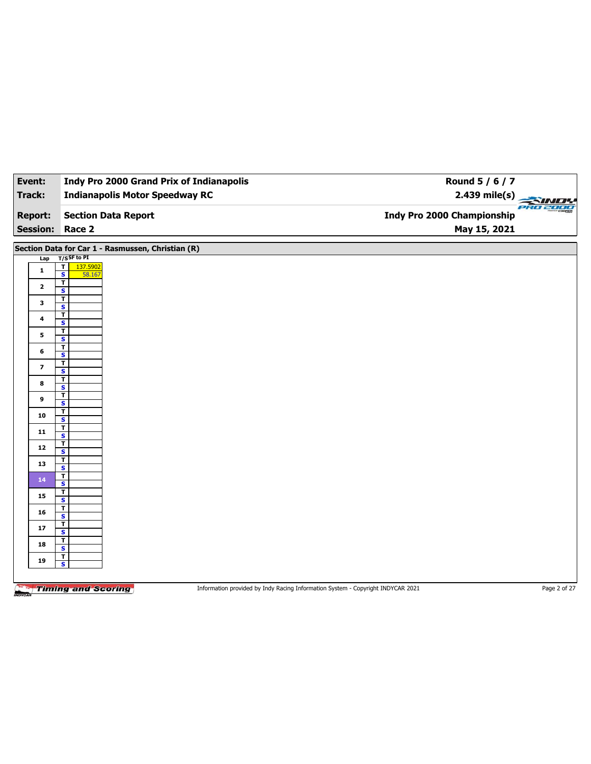| Event: | Indy Pro 2000 Grand Prix of Indianapolis | Round 5 / 6 / 7 |
|---|---|---|
| Track: | Indianapolis Motor Speedway RC | 2.439 mile(s) |
| Report: | Section Data Report | Indy Pro 2000 Championship |
| Session: | Race 2 | May 15, 2021 |

## Section Data for Car 1 - Rasmussen, Christian (R)

| Lap | T/S | SF to PI |
|---|---|---|
| 1 | T | 137.5902 |
| | S | 58.167 |
| 2 | T | |
| | S | |
| 3 | T | |
| | S | |
| 4 | T | |
| | S | |
| 5 | T | |
| | S | |
| 6 | T | |
| | S | |
| 7 | T | |
| | S | |
| 8 | T | |
| | S | |
| 9 | T | |
| | S | |
| 10 | T | |
| | S | |
| 11 | T | |
| | S | |
| 12 | T | |
| | S | |
| 13 | T | |
| | S | |
| 14 | T | |
| | S | |
| 15 | T | |
| | S | |
| 16 | T | |
| | S | |
| 17 | T | |
| | S | |
| 18 | T | |
| | S | |
| 19 | T | |
| | S | |

Information provided by Indy Racing Information System - Copyright INDYCAR 2021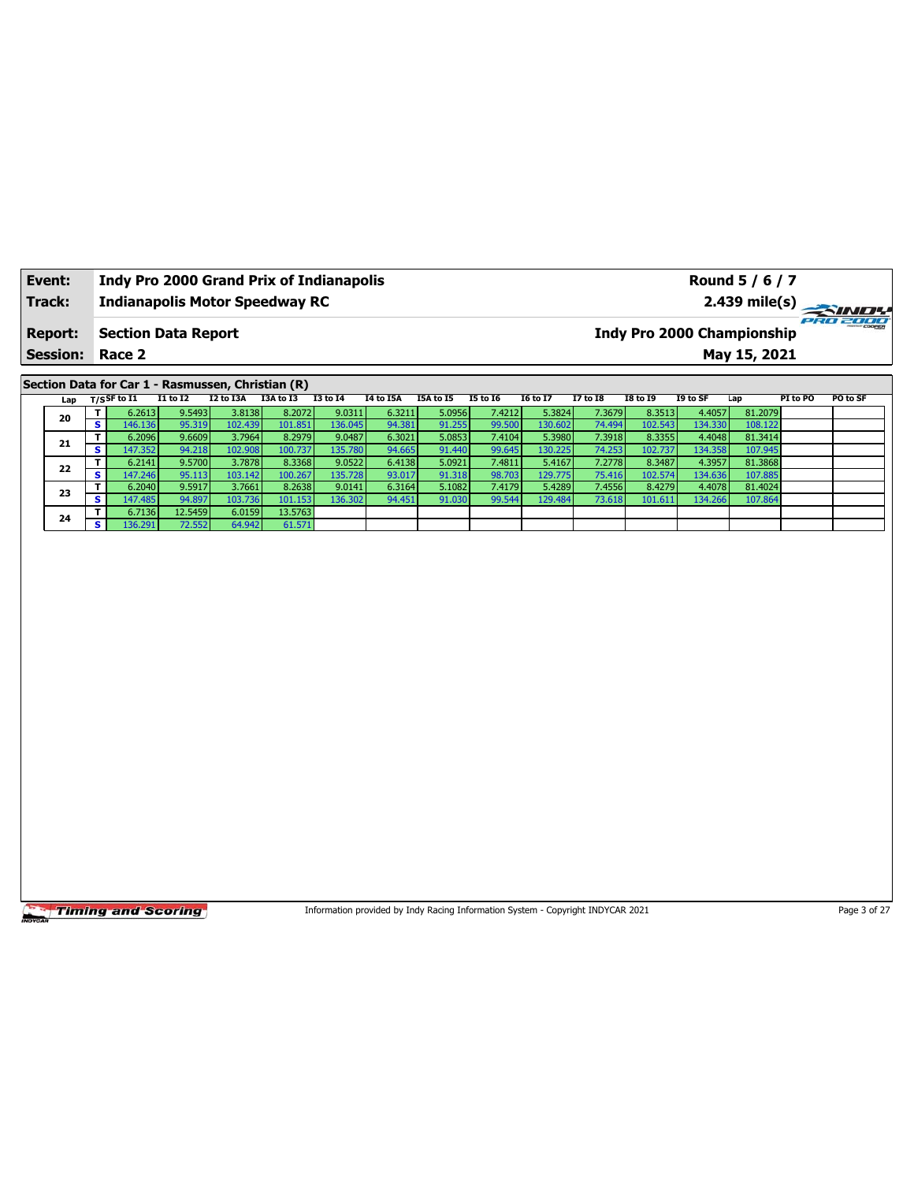| Event: | Indy Pro 2000 Grand Prix of Indianapolis | Round 5 / 6 / 7 |
|---|---|---|
| Track: | Indianapolis Motor Speedway RC | 2.439 mile(s) |
| Report: | Section Data Report | Indy Pro 2000 Championship |
| Session: | Race 2 | May 15, 2021 |

## Section Data for Car 1 - Rasmussen, Christian (R)

| Lap | T/S | SF to I1 | I1 to I2 | I2 to I3A | I3A to I3 | I3 to I4 | I4 to I5A | I5A to I5 | I5 to I6 | I6 to I7 | I7 to I8 | I8 to I9 | I9 to SF | Lap | PI to PO | PO to SF |
|---|---|---|---|---|---|---|---|---|---|---|---|---|---|---|---|---|
| 20 | T | 6.2613 | 9.5493 | 3.8138 | 8.2072 | 9.0311 | 6.3211 | 5.0956 | 7.4212 | 5.3824 | 7.3679 | 8.3513 | 4.4057 | 81.2079 | | |
| | S | 146.136 | 95.319 | 102.439 | 101.851 | 136.045 | 94.381 | 91.255 | 99.500 | 130.602 | 74.494 | 102.543 | 134.330 | 108.122 | | |
| 21 | T | 6.2096 | 9.6609 | 3.7964 | 8.2979 | 9.0487 | 6.3021 | 5.0853 | 7.4104 | 5.3980 | 7.3918 | 8.3355 | 4.4048 | 81.3414 | | |
| | S | 147.352 | 94.218 | 102.908 | 100.737 | 135.780 | 94.665 | 91.440 | 99.645 | 130.225 | 74.253 | 102.737 | 134.358 | 107.945 | | |
| 22 | T | 6.2141 | 9.5700 | 3.7878 | 8.3368 | 9.0522 | 6.4138 | 5.0921 | 7.4811 | 5.4167 | 7.2778 | 8.3487 | 4.3957 | 81.3868 | | |
| | S | 147.246 | 95.113 | 103.142 | 100.267 | 135.728 | 93.017 | 91.318 | 98.703 | 129.775 | 75.416 | 102.574 | 134.636 | 107.885 | | |
| 23 | T | 6.2040 | 9.5917 | 3.7661 | 8.2638 | 9.0141 | 6.3164 | 5.1082 | 7.4179 | 5.4289 | 7.4556 | 8.4279 | 4.4078 | 81.4024 | | |
| | S | 147.485 | 94.897 | 103.736 | 101.153 | 136.302 | 94.451 | 91.030 | 99.544 | 129.484 | 73.618 | 101.611 | 134.266 | 107.864 | | |
| 24 | T | 6.7136 | 12.5459 | 6.0159 | 13.5763 | | | | | | | | | | | |
| | S | 136.291 | 72.552 | 64.942 | 61.571 | | | | | | | | | | | |

Information provided by Indy Racing Information System - Copyright INDYCAR 2021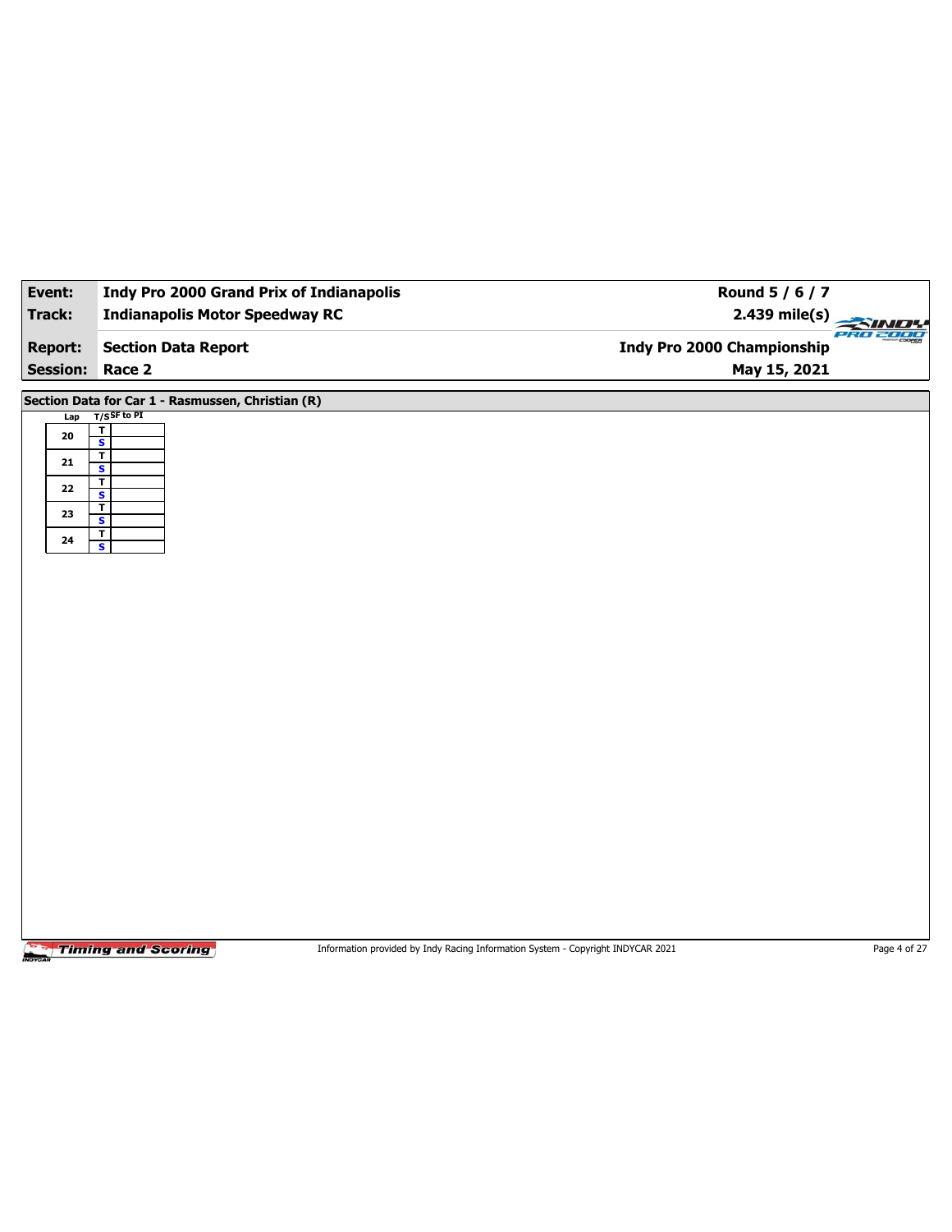| **Event:** | **Indy Pro 2000 Grand Prix of Indianapolis** | **Round 5 / 6 / 7** |
| --- | --- | --- |
| **Track:** | **Indianapolis Motor Speedway RC** | **2.439 mile(s)** |
| **Report:** | **Section Data Report** | **Indy Pro 2000 Championship** |
| **Session:** | **Race 2** | **May 15, 2021** |

**Section Data for Car 1 - Rasmussen, Christian (R)**

| Lap | T/S | SF to PI |
| --- | --- | --- |
| 20 | T | |
| | S | |
| 21 | T | |
| | S | |
| 22 | T | |
| | S | |
| 23 | T | |
| | S | |
| 24 | T | |
| | S | |

Information provided by Indy Racing Information System - Copyright INDYCAR 2021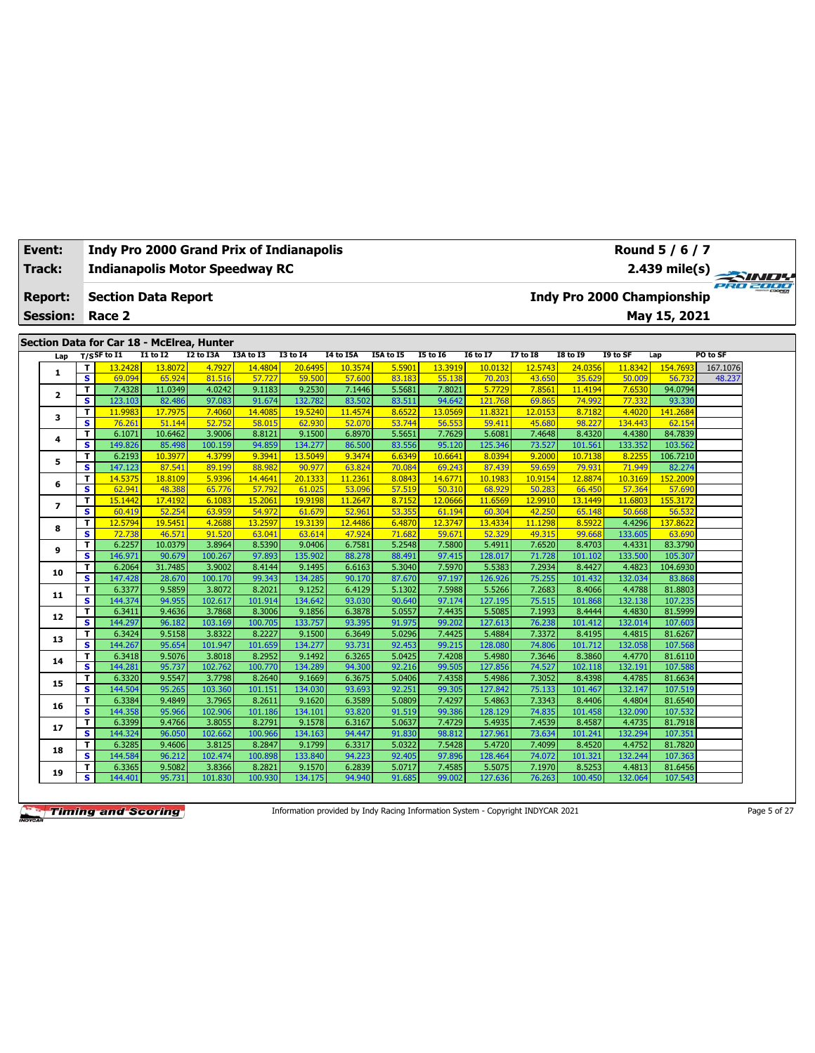| Event: | Indy Pro 2000 Grand Prix of Indianapolis | Round 5 / 6 / 7 |
|---|---|---|
| Track: | Indianapolis Motor Speedway RC | 2.439 mile(s) |
| Report: | Section Data Report | Indy Pro 2000 Championship |
| Session: | Race 2 | May 15, 2021 |

## Section Data for Car 18 - McElrea, Hunter

| Lap | T/S | SF to I1 | I1 to I2 | I2 to I3A | I3A to I3 | I3 to I4 | I4 to I5A | I5A to I5 | I5 to I6 | I6 to I7 | I7 to I8 | I8 to I9 | I9 to SF | Lap | PO to SF |
|---|---|---|---|---|---|---|---|---|---|---|---|---|---|---|---|
| 1 | T | 13.2428 | 13.8072 | 4.7927 | 14.4804 | 20.6495 | 10.3574 | 5.5901 | 13.3919 | 10.0132 | 12.5743 | 24.0356 | 11.8342 | 154.7693 | 167.1076 |
| | S | 69.094 | 65.924 | 81.516 | 57.727 | 59.500 | 57.600 | 83.183 | 55.138 | 70.203 | 43.650 | 35.629 | 50.009 | 56.732 | 48.237 |
| 2 | T | 7.4328 | 11.0349 | 4.0242 | 9.1183 | 9.2530 | 7.1446 | 5.5681 | 7.8021 | 5.7729 | 7.8561 | 11.4194 | 7.6530 | 94.0794 | |
| | S | 123.103 | 82.486 | 97.083 | 91.674 | 132.782 | 83.502 | 83.511 | 94.642 | 121.768 | 69.865 | 74.992 | 77.332 | 93.330 | |
| 3 | T | 11.9983 | 17.7975 | 7.4060 | 14.4085 | 19.5240 | 11.4574 | 8.6522 | 13.0569 | 11.8321 | 12.0153 | 8.7182 | 4.4020 | 141.2684 | |
| | S | 76.261 | 51.144 | 52.752 | 58.015 | 62.930 | 52.070 | 53.744 | 56.553 | 59.411 | 45.680 | 98.227 | 134.443 | 62.154 | |
| 4 | T | 6.1071 | 10.6462 | 3.9006 | 8.8121 | 9.1500 | 6.8970 | 5.5651 | 7.7629 | 5.6081 | 7.4648 | 8.4320 | 4.4380 | 84.7839 | |
| | S | 149.826 | 85.498 | 100.159 | 94.859 | 134.277 | 86.500 | 83.556 | 95.120 | 125.346 | 73.527 | 101.561 | 133.352 | 103.562 | |
| 5 | T | 6.2193 | 10.3977 | 4.3799 | 9.3941 | 13.5049 | 9.3474 | 6.6349 | 10.6641 | 8.0394 | 9.2000 | 10.7138 | 8.2255 | 106.7210 | |
| | S | 147.123 | 87.541 | 89.199 | 88.982 | 90.977 | 63.824 | 70.084 | 69.243 | 87.439 | 59.659 | 79.931 | 71.949 | 82.274 | |
| 6 | T | 14.5375 | 18.8109 | 5.9396 | 14.4641 | 20.1333 | 11.2361 | 8.0843 | 14.6771 | 10.1983 | 10.9154 | 12.8874 | 10.3169 | 152.2009 | |
| | S | 62.941 | 48.388 | 65.776 | 57.792 | 61.025 | 53.096 | 57.519 | 50.310 | 68.929 | 50.283 | 66.450 | 57.364 | 57.690 | |
| 7 | T | 15.1442 | 17.4192 | 6.1083 | 15.2061 | 19.9198 | 11.2647 | 8.7152 | 12.0666 | 11.6569 | 12.9910 | 13.1449 | 11.6803 | 155.3172 | |
| | S | 60.419 | 52.254 | 63.959 | 54.972 | 61.679 | 52.961 | 53.355 | 61.194 | 60.304 | 42.250 | 65.148 | 50.668 | 56.532 | |
| 8 | T | 12.5794 | 19.5451 | 4.2688 | 13.2597 | 19.3139 | 12.4486 | 6.4870 | 12.3747 | 13.4334 | 11.1298 | 8.5922 | 4.4296 | 137.8622 | |
| | S | 72.738 | 46.571 | 91.520 | 63.041 | 63.614 | 47.924 | 71.682 | 59.671 | 52.329 | 49.315 | 99.668 | 133.605 | 63.690 | |
| 9 | T | 6.2257 | 10.0379 | 3.8964 | 8.5390 | 9.0406 | 6.7581 | 5.2548 | 7.5800 | 5.4911 | 7.6520 | 8.4703 | 4.4331 | 83.3790 | |
| | S | 146.971 | 90.679 | 100.267 | 97.893 | 135.902 | 88.278 | 88.491 | 97.415 | 128.017 | 71.728 | 101.102 | 133.500 | 105.307 | |
| 10 | T | 6.2064 | 31.7485 | 3.9002 | 8.4144 | 9.1495 | 6.6163 | 5.3040 | 7.5970 | 5.5383 | 7.2934 | 8.4427 | 4.4823 | 104.6930 | |
| | S | 147.428 | 28.670 | 100.170 | 99.343 | 134.285 | 90.170 | 87.670 | 97.197 | 126.926 | 75.255 | 101.432 | 132.034 | 83.868 | |
| 11 | T | 6.3377 | 9.5859 | 3.8072 | 8.2021 | 9.1252 | 6.4129 | 5.1302 | 7.5988 | 5.5266 | 7.2683 | 8.4066 | 4.4788 | 81.8803 | |
| | S | 144.374 | 94.955 | 102.617 | 101.914 | 134.642 | 93.030 | 90.640 | 97.174 | 127.195 | 75.515 | 101.868 | 132.138 | 107.235 | |
| 12 | T | 6.3411 | 9.4636 | 3.7868 | 8.3006 | 9.1856 | 6.3878 | 5.0557 | 7.4435 | 5.5085 | 7.1993 | 8.4444 | 4.4830 | 81.5999 | |
| | S | 144.297 | 96.182 | 103.169 | 100.705 | 133.757 | 93.395 | 91.975 | 99.202 | 127.613 | 76.238 | 101.412 | 132.014 | 107.603 | |
| 13 | T | 6.3424 | 9.5158 | 3.8322 | 8.2227 | 9.1500 | 6.3649 | 5.0296 | 7.4425 | 5.4884 | 7.3372 | 8.4195 | 4.4815 | 81.6267 | |
| | S | 144.267 | 95.654 | 101.947 | 101.659 | 134.277 | 93.731 | 92.453 | 99.215 | 128.080 | 74.806 | 101.712 | 132.058 | 107.568 | |
| 14 | T | 6.3418 | 9.5076 | 3.8018 | 8.2952 | 9.1492 | 6.3265 | 5.0425 | 7.4208 | 5.4980 | 7.3646 | 8.3860 | 4.4770 | 81.6110 | |
| | S | 144.281 | 95.737 | 102.762 | 100.770 | 134.289 | 94.300 | 92.216 | 99.505 | 127.856 | 74.527 | 102.118 | 132.191 | 107.588 | |
| 15 | T | 6.3320 | 9.5547 | 3.7798 | 8.2640 | 9.1669 | 6.3675 | 5.0406 | 7.4358 | 5.4986 | 7.3052 | 8.4398 | 4.4785 | 81.6634 | |
| | S | 144.504 | 95.265 | 103.360 | 101.151 | 134.030 | 93.693 | 92.251 | 99.305 | 127.842 | 75.133 | 101.467 | 132.147 | 107.519 | |
| 16 | T | 6.3384 | 9.4849 | 3.7965 | 8.2611 | 9.1620 | 6.3589 | 5.0809 | 7.4297 | 5.4863 | 7.3343 | 8.4406 | 4.4804 | 81.6540 | |
| | S | 144.358 | 95.966 | 102.906 | 101.186 | 134.101 | 93.820 | 91.519 | 99.386 | 128.129 | 74.835 | 101.458 | 132.090 | 107.532 | |
| 17 | T | 6.3399 | 9.4766 | 3.8055 | 8.2791 | 9.1578 | 6.3167 | 5.0637 | 7.4729 | 5.4935 | 7.4539 | 8.4587 | 4.4735 | 81.7918 | |
| | S | 144.324 | 96.050 | 102.662 | 100.966 | 134.163 | 94.447 | 91.830 | 98.812 | 127.961 | 73.634 | 101.241 | 132.294 | 107.351 | |
| 18 | T | 6.3285 | 9.4606 | 3.8125 | 8.2847 | 9.1799 | 6.3317 | 5.0322 | 7.5428 | 5.4720 | 7.4099 | 8.4520 | 4.4752 | 81.7820 | |
| | S | 144.584 | 96.212 | 102.474 | 100.898 | 133.840 | 94.223 | 92.405 | 97.896 | 128.464 | 74.072 | 101.321 | 132.244 | 107.363 | |
| 19 | T | 6.3365 | 9.5082 | 3.8366 | 8.2821 | 9.1570 | 6.2839 | 5.0717 | 7.4585 | 5.5075 | 7.1970 | 8.5253 | 4.4813 | 81.6456 | |
| | S | 144.401 | 95.731 | 101.830 | 100.930 | 134.175 | 94.940 | 91.685 | 99.002 | 127.636 | 76.263 | 100.450 | 132.064 | 107.543 | |

Information provided by Indy Racing Information System - Copyright INDYCAR 2021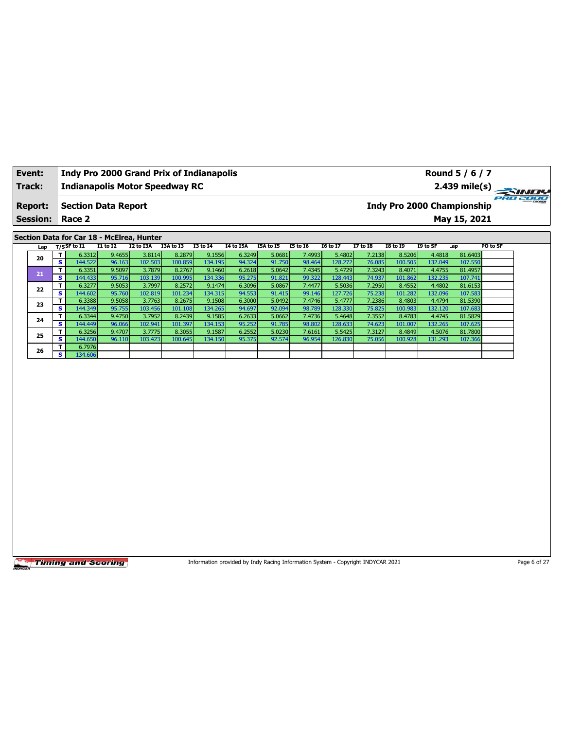| **Event:** | **Indy Pro 2000 Grand Prix of Indianapolis** | **Round 5 / 6 / 7** |
|---|---|---|
| **Track:** | **Indianapolis Motor Speedway RC** | **2.439 mile(s)** |
| **Report:** | **Section Data Report** | **Indy Pro 2000 Championship** |
| **Session:** | **Race 2** | **May 15, 2021** |

**Section Data for Car 18 - McElrea, Hunter**

| Lap | T/S | SF to I1 | I1 to I2 | I2 to I3A | I3A to I3 | I3 to I4 | I4 to I5A | I5A to I5 | I5 to I6 | I6 to I7 | I7 to I8 | I8 to I9 | I9 to SF | Lap | PO to SF |
|---|---|---|---|---|---|---|---|---|---|---|---|---|---|---|---|
| 20 | T | 6.3312 | 9.4655 | 3.8114 | 8.2879 | 9.1556 | 6.3249 | 5.0681 | 7.4993 | 5.4802 | 7.2138 | 8.5206 | 4.4818 | 81.6403 | |
| | S | 144.522 | 96.163 | 102.503 | 100.859 | 134.195 | 94.324 | 91.750 | 98.464 | 128.272 | 76.085 | 100.505 | 132.049 | 107.550 | |
| 21 | T | 6.3351 | 9.5097 | 3.7879 | 8.2767 | 9.1460 | 6.2618 | 5.0642 | 7.4345 | 5.4729 | 7.3243 | 8.4071 | 4.4755 | 81.4957 | |
| | S | 144.433 | 95.716 | 103.139 | 100.995 | 134.336 | 95.275 | 91.821 | 99.322 | 128.443 | 74.937 | 101.862 | 132.235 | 107.741 | |
| 22 | T | 6.3277 | 9.5053 | 3.7997 | 8.2572 | 9.1474 | 6.3096 | 5.0867 | 7.4477 | 5.5036 | 7.2950 | 8.4552 | 4.4802 | 81.6153 | |
| | S | 144.602 | 95.760 | 102.819 | 101.234 | 134.315 | 94.553 | 91.415 | 99.146 | 127.726 | 75.238 | 101.282 | 132.096 | 107.583 | |
| 23 | T | 6.3388 | 9.5058 | 3.7763 | 8.2675 | 9.1508 | 6.3000 | 5.0492 | 7.4746 | 5.4777 | 7.2386 | 8.4803 | 4.4794 | 81.5390 | |
| | S | 144.349 | 95.755 | 103.456 | 101.108 | 134.265 | 94.697 | 92.094 | 98.789 | 128.330 | 75.825 | 100.983 | 132.120 | 107.683 | |
| 24 | T | 6.3344 | 9.4750 | 3.7952 | 8.2439 | 9.1585 | 6.2633 | 5.0662 | 7.4736 | 5.4648 | 7.3552 | 8.4783 | 4.4745 | 81.5829 | |
| | S | 144.449 | 96.066 | 102.941 | 101.397 | 134.153 | 95.252 | 91.785 | 98.802 | 128.633 | 74.623 | 101.007 | 132.265 | 107.625 | |
| 25 | T | 6.3256 | 9.4707 | 3.7775 | 8.3055 | 9.1587 | 6.2552 | 5.0230 | 7.6161 | 5.5425 | 7.3127 | 8.4849 | 4.5076 | 81.7800 | |
| | S | 144.650 | 96.110 | 103.423 | 100.645 | 134.150 | 95.375 | 92.574 | 96.954 | 126.830 | 75.056 | 100.928 | 131.293 | 107.366 | |
| 26 | T | 6.7976 | | | | | | | | | | | | | |
| | S | 134.606 | | | | | | | | | | | | | |

Information provided by Indy Racing Information System - Copyright INDYCAR 2021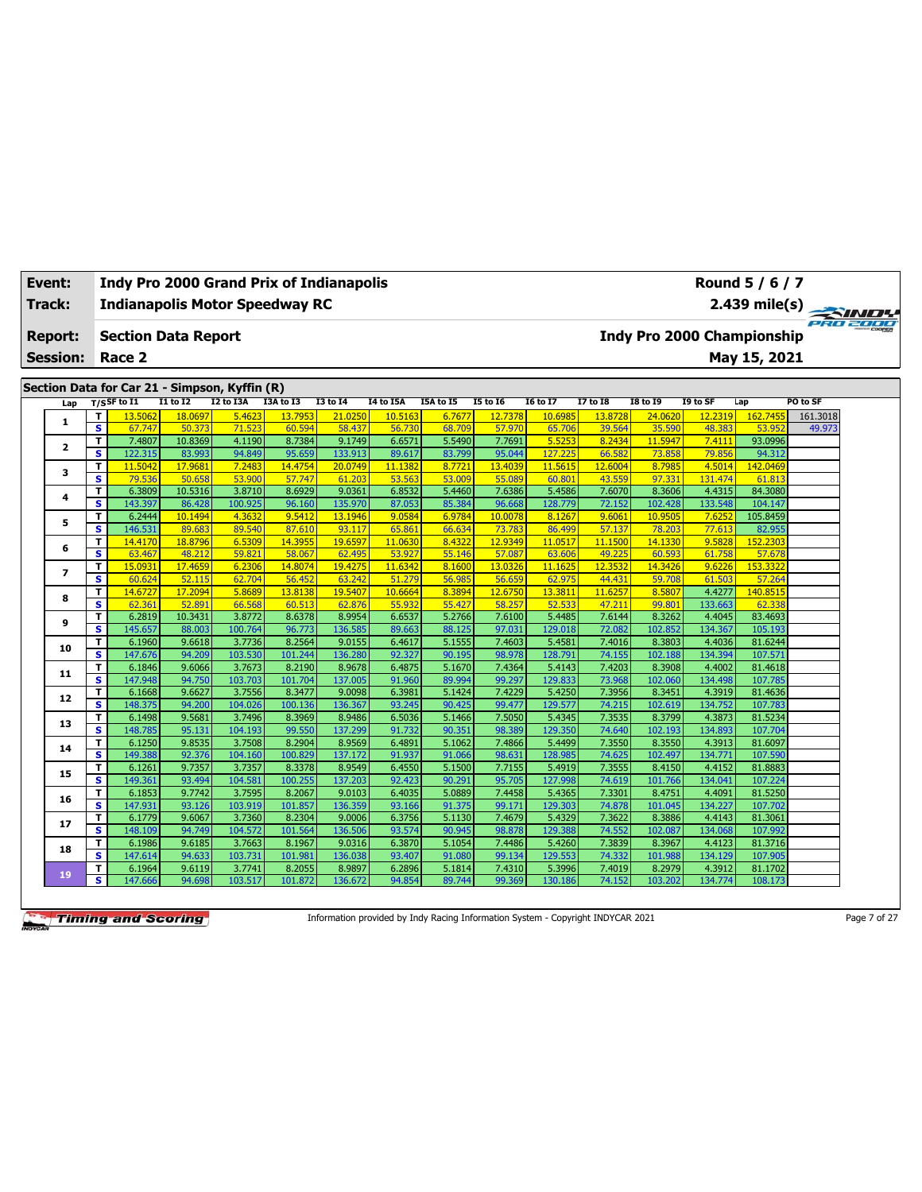| Event: | Indy Pro 2000 Grand Prix of Indianapolis | Round 5 / 6 / 7 |
|---|---|---|
| Track: | Indianapolis Motor Speedway RC | 2.439 mile(s) |
| Report: | Section Data Report | Indy Pro 2000 Championship |
| Session: | Race 2 | May 15, 2021 |

## Section Data for Car 21 - Simpson, Kyffin (R)

| Lap | T/S | SF to I1 | I1 to I2 | I2 to I3A | I3A to I3 | I3 to I4 | I4 to I5A | I5A to I5 | I5 to I6 | I6 to I7 | I7 to I8 | I8 to I9 | I9 to SF | Lap | PO to SF |
|---|---|---|---|---|---|---|---|---|---|---|---|---|---|---|---|
| 1 | T | 13.5062 | 18.0697 | 5.4623 | 13.7953 | 21.0250 | 10.5163 | 6.7677 | 12.7378 | 10.6985 | 13.8728 | 24.0620 | 12.2319 | 162.7455 | 161.3018 |
| | S | 67.747 | 50.373 | 71.523 | 60.594 | 58.437 | 56.730 | 68.709 | 57.970 | 65.706 | 39.564 | 35.590 | 48.383 | 53.952 | 49.973 |
| 2 | T | 7.4807 | 10.8369 | 4.1190 | 8.7384 | 9.1749 | 6.6571 | 5.5490 | 7.7691 | 5.5253 | 8.2434 | 11.5947 | 7.4111 | 93.0996 | |
| | S | 122.315 | 83.993 | 94.849 | 95.659 | 133.913 | 89.617 | 83.799 | 95.044 | 127.225 | 66.582 | 73.858 | 79.856 | 94.312 | |
| 3 | T | 11.5042 | 17.9681 | 7.2483 | 14.4754 | 20.0749 | 11.1382 | 8.7721 | 13.4039 | 11.5615 | 12.6004 | 8.7985 | 4.5014 | 142.0469 | |
| | S | 79.536 | 50.658 | 53.900 | 57.747 | 61.203 | 53.563 | 53.009 | 55.089 | 60.801 | 43.559 | 97.331 | 131.474 | 61.813 | |
| 4 | T | 6.3809 | 10.5316 | 3.8710 | 8.6929 | 9.0361 | 6.8532 | 5.4460 | 7.6386 | 5.4586 | 7.6070 | 8.3606 | 4.4315 | 84.3080 | |
| | S | 143.397 | 86.428 | 100.925 | 96.160 | 135.970 | 87.053 | 85.384 | 96.668 | 128.779 | 72.152 | 102.428 | 133.548 | 104.147 | |
| 5 | T | 6.2444 | 10.1494 | 4.3632 | 9.5412 | 13.1946 | 9.0584 | 6.9784 | 10.0078 | 8.1267 | 9.6061 | 10.9505 | 7.6252 | 105.8459 | |
| | S | 146.531 | 89.683 | 89.540 | 87.610 | 93.117 | 65.861 | 66.634 | 73.783 | 86.499 | 57.137 | 78.203 | 77.613 | 82.955 | |
| 6 | T | 14.4170 | 18.8796 | 6.5309 | 14.3955 | 19.6597 | 11.0630 | 8.4322 | 12.9349 | 11.0517 | 11.1500 | 14.1330 | 9.5828 | 152.2303 | |
| | S | 63.467 | 48.212 | 59.821 | 58.067 | 62.495 | 53.927 | 55.146 | 57.087 | 63.606 | 49.225 | 60.593 | 61.758 | 57.678 | |
| 7 | T | 15.0931 | 17.4659 | 6.2306 | 14.8074 | 19.4275 | 11.6342 | 8.1600 | 13.0326 | 11.1625 | 12.3532 | 14.3426 | 9.6226 | 153.3322 | |
| | S | 60.624 | 52.115 | 62.704 | 56.452 | 63.242 | 51.279 | 56.985 | 56.659 | 62.975 | 44.431 | 59.708 | 61.503 | 57.264 | |
| 8 | T | 14.6727 | 17.2094 | 5.8689 | 13.8138 | 19.5407 | 10.6664 | 8.3894 | 12.6750 | 13.3811 | 11.6257 | 8.5807 | 4.4277 | 140.8515 | |
| | S | 62.361 | 52.891 | 66.568 | 60.513 | 62.876 | 55.932 | 55.427 | 58.257 | 52.533 | 47.211 | 99.801 | 133.663 | 62.338 | |
| 9 | T | 6.2819 | 10.3431 | 3.8772 | 8.6378 | 8.9954 | 6.6537 | 5.2766 | 7.6100 | 5.4485 | 7.6144 | 8.3262 | 4.4045 | 83.4693 | |
| | S | 145.657 | 88.003 | 100.764 | 96.773 | 136.585 | 89.663 | 88.125 | 97.031 | 129.018 | 72.082 | 102.852 | 134.367 | 105.193 | |
| 10 | T | 6.1960 | 9.6618 | 3.7736 | 8.2564 | 9.0155 | 6.4617 | 5.1555 | 7.4603 | 5.4581 | 7.4016 | 8.3803 | 4.4036 | 81.6244 | |
| | S | 147.676 | 94.209 | 103.530 | 101.244 | 136.280 | 92.327 | 90.195 | 98.978 | 128.791 | 74.155 | 102.188 | 134.394 | 107.571 | |
| 11 | T | 6.1846 | 9.6066 | 3.7673 | 8.2190 | 8.9678 | 6.4875 | 5.1670 | 7.4364 | 5.4143 | 7.4203 | 8.3908 | 4.4002 | 81.4618 | |
| | S | 147.948 | 94.750 | 103.703 | 101.704 | 137.005 | 91.960 | 89.994 | 99.297 | 129.833 | 73.968 | 102.060 | 134.498 | 107.785 | |
| 12 | T | 6.1668 | 9.6627 | 3.7556 | 8.3477 | 9.0098 | 6.3981 | 5.1424 | 7.4229 | 5.4250 | 7.3956 | 8.3451 | 4.3919 | 81.4636 | |
| | S | 148.375 | 94.200 | 104.026 | 100.136 | 136.367 | 93.245 | 90.425 | 99.477 | 129.577 | 74.215 | 102.619 | 134.752 | 107.783 | |
| 13 | T | 6.1498 | 9.5681 | 3.7496 | 8.3969 | 8.9486 | 6.5036 | 5.1466 | 7.5050 | 5.4345 | 7.3535 | 8.3799 | 4.3873 | 81.5234 | |
| | S | 148.785 | 95.131 | 104.193 | 99.550 | 137.299 | 91.732 | 90.351 | 98.389 | 129.350 | 74.640 | 102.193 | 134.893 | 107.704 | |
| 14 | T | 6.1250 | 9.8535 | 3.7508 | 8.2904 | 8.9569 | 6.4891 | 5.1062 | 7.4866 | 5.4499 | 7.3550 | 8.3550 | 4.3913 | 81.6097 | |
| | S | 149.388 | 92.376 | 104.160 | 100.829 | 137.172 | 91.937 | 91.066 | 98.631 | 128.985 | 74.625 | 102.497 | 134.771 | 107.590 | |
| 15 | T | 6.1261 | 9.7357 | 3.7357 | 8.3378 | 8.9549 | 6.4550 | 5.1500 | 7.7155 | 5.4919 | 7.3555 | 8.4150 | 4.4152 | 81.8883 | |
| | S | 149.361 | 93.494 | 104.581 | 100.255 | 137.203 | 92.423 | 90.291 | 95.705 | 127.998 | 74.619 | 101.766 | 134.041 | 107.224 | |
| 16 | T | 6.1853 | 9.7742 | 3.7595 | 8.2067 | 9.0103 | 6.4035 | 5.0889 | 7.4458 | 5.4365 | 7.3301 | 8.4751 | 4.4091 | 81.5250 | |
| | S | 147.931 | 93.126 | 103.919 | 101.857 | 136.359 | 93.166 | 91.375 | 99.171 | 129.303 | 74.878 | 101.045 | 134.227 | 107.702 | |
| 17 | T | 6.1779 | 9.6067 | 3.7360 | 8.2304 | 9.0006 | 6.3756 | 5.1130 | 7.4679 | 5.4329 | 7.3622 | 8.3886 | 4.4143 | 81.3061 | |
| | S | 148.109 | 94.749 | 104.572 | 101.564 | 136.506 | 93.574 | 90.945 | 98.878 | 129.388 | 74.552 | 102.087 | 134.068 | 107.992 | |
| 18 | T | 6.1986 | 9.6185 | 3.7663 | 8.1967 | 9.0316 | 6.3870 | 5.1054 | 7.4486 | 5.4260 | 7.3839 | 8.3967 | 4.4123 | 81.3716 | |
| | S | 147.614 | 94.633 | 103.731 | 101.981 | 136.038 | 93.407 | 91.080 | 99.134 | 129.553 | 74.332 | 101.988 | 134.129 | 107.905 | |
| 19 | T | 6.1964 | 9.6119 | 3.7741 | 8.2055 | 8.9897 | 6.2896 | 5.1814 | 7.4310 | 5.3996 | 7.4019 | 8.2979 | 4.3912 | 81.1702 | |
| | S | 147.666 | 94.698 | 103.517 | 101.872 | 136.672 | 94.854 | 89.744 | 99.369 | 130.186 | 74.152 | 103.202 | 134.774 | 108.173 | |

Information provided by Indy Racing Information System - Copyright INDYCAR 2021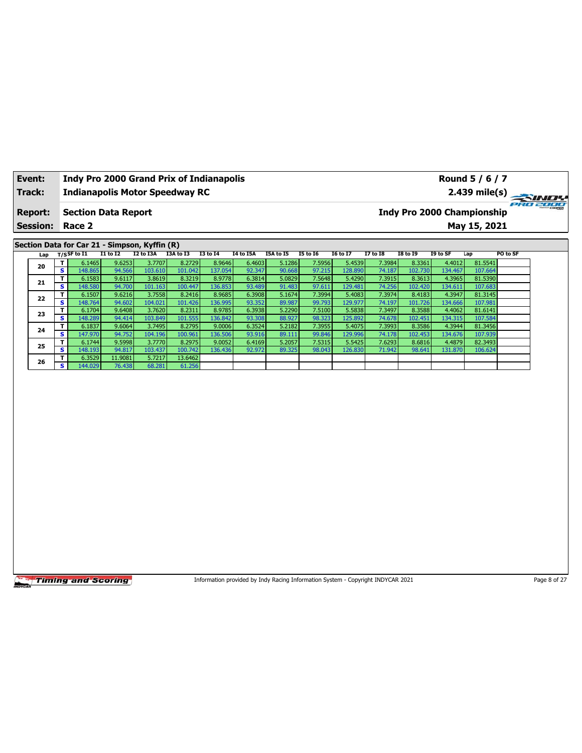| Event: | Indy Pro 2000 Grand Prix of Indianapolis | Round 5 / 6 / 7 |
|---|---|---|
| Track: | Indianapolis Motor Speedway RC | 2.439 mile(s) |
| Report: | Section Data Report | Indy Pro 2000 Championship |
| Session: | Race 2 | May 15, 2021 |

## Section Data for Car 21 - Simpson, Kyffin (R)

| Lap | T/S | SF to I1 | I1 to I2 | I2 to I3A | I3A to I3 | I3 to I4 | I4 to I5A | I5A to I5 | I5 to I6 | I6 to I7 | I7 to I8 | I8 to I9 | I9 to SF | Lap | PO to SF |
|---|---|---|---|---|---|---|---|---|---|---|---|---|---|---|---|
| 20 | T | 6.1465 | 9.6253 | 3.7707 | 8.2729 | 8.9646 | 6.4603 | 5.1286 | 7.5956 | 5.4539 | 7.3984 | 8.3361 | 4.4012 | 81.5541 | |
| | S | 148.865 | 94.566 | 103.610 | 101.042 | 137.054 | 92.347 | 90.668 | 97.215 | 128.890 | 74.187 | 102.730 | 134.467 | 107.664 | |
| 21 | T | 6.1583 | 9.6117 | 3.8619 | 8.3219 | 8.9778 | 6.3814 | 5.0829 | 7.5648 | 5.4290 | 7.3915 | 8.3613 | 4.3965 | 81.5390 | |
| | S | 148.580 | 94.700 | 101.163 | 100.447 | 136.853 | 93.489 | 91.483 | 97.611 | 129.481 | 74.256 | 102.420 | 134.611 | 107.683 | |
| 22 | T | 6.1507 | 9.6216 | 3.7558 | 8.2416 | 8.9685 | 6.3908 | 5.1674 | 7.3994 | 5.4083 | 7.3974 | 8.4183 | 4.3947 | 81.3145 | |
| | S | 148.764 | 94.602 | 104.021 | 101.426 | 136.995 | 93.352 | 89.987 | 99.793 | 129.977 | 74.197 | 101.726 | 134.666 | 107.981 | |
| 23 | T | 6.1704 | 9.6408 | 3.7620 | 8.2311 | 8.9785 | 6.3938 | 5.2290 | 7.5100 | 5.5838 | 7.3497 | 8.3588 | 4.4062 | 81.6141 | |
| | S | 148.289 | 94.414 | 103.849 | 101.555 | 136.842 | 93.308 | 88.927 | 98.323 | 125.892 | 74.678 | 102.451 | 134.315 | 107.584 | |
| 24 | T | 6.1837 | 9.6064 | 3.7495 | 8.2795 | 9.0006 | 6.3524 | 5.2182 | 7.3955 | 5.4075 | 7.3993 | 8.3586 | 4.3944 | 81.3456 | |
| | S | 147.970 | 94.752 | 104.196 | 100.961 | 136.506 | 93.916 | 89.111 | 99.846 | 129.996 | 74.178 | 102.453 | 134.676 | 107.939 | |
| 25 | T | 6.1744 | 9.5998 | 3.7770 | 8.2975 | 9.0052 | 6.4169 | 5.2057 | 7.5315 | 5.5425 | 7.6293 | 8.6816 | 4.4879 | 82.3493 | |
| | S | 148.193 | 94.817 | 103.437 | 100.742 | 136.436 | 92.972 | 89.325 | 98.043 | 126.830 | 71.942 | 98.641 | 131.870 | 106.624 | |
| 26 | T | 6.3529 | 11.9081 | 5.7217 | 13.6462 | | | | | | | | | | |
| | S | 144.029 | 76.438 | 68.281 | 61.256 | | | | | | | | | | |

Information provided by Indy Racing Information System - Copyright INDYCAR 2021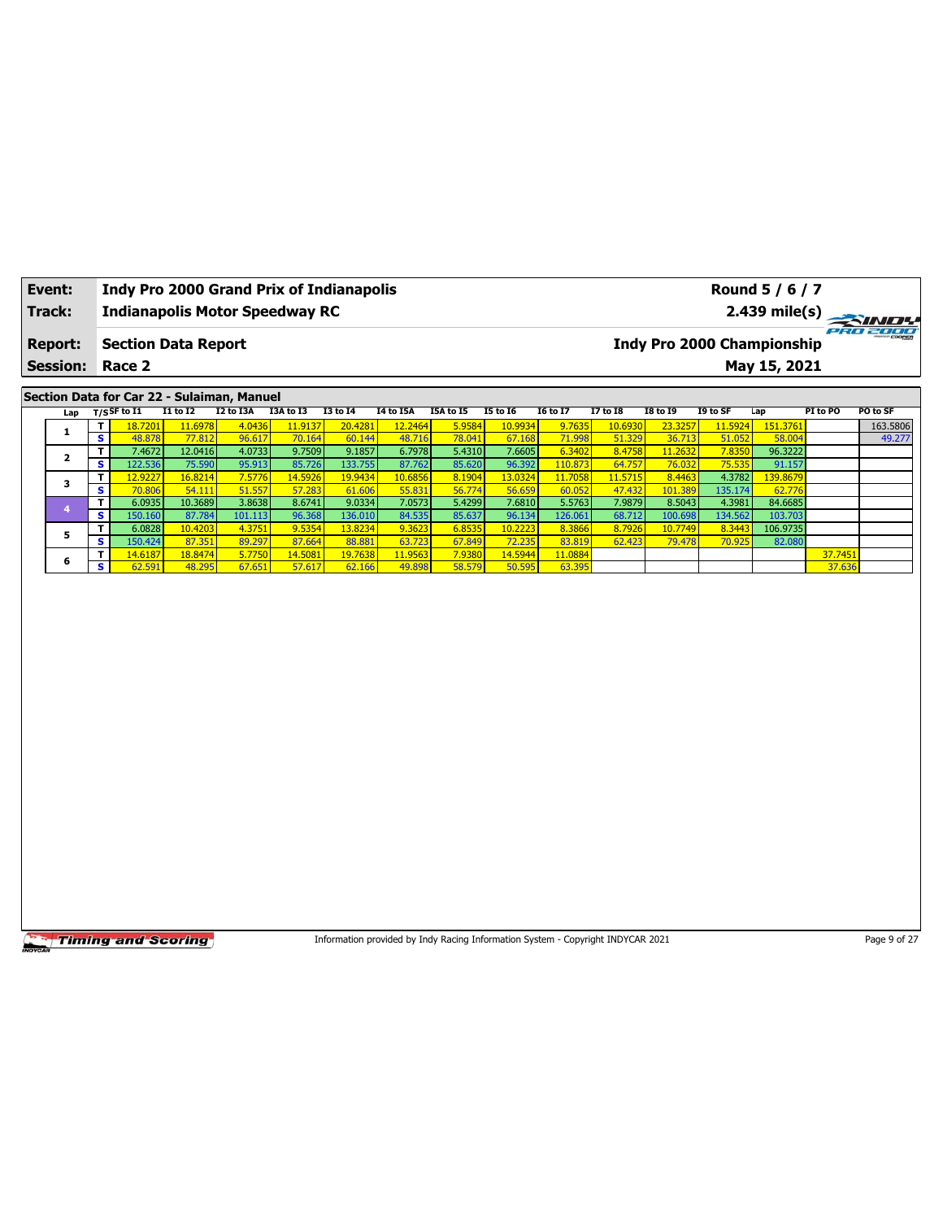| Event: | Indy Pro 2000 Grand Prix of Indianapolis | Round 5 / 6 / 7 |
|---|---|---|
| Track: | Indianapolis Motor Speedway RC | 2.439 mile(s) |
| Report: | Section Data Report | Indy Pro 2000 Championship |
| Session: | Race 2 | May 15, 2021 |

## Section Data for Car 22 - Sulaiman, Manuel

| Lap | T/S | SF to I1 | I1 to I2 | I2 to I3A | I3A to I3 | I3 to I4 | I4 to I5A | I5A to I5 | I5 to I6 | I6 to I7 | I7 to I8 | I8 to I9 | I9 to SF | Lap | PI to PO | PO to SF |
|---|---|---|---|---|---|---|---|---|---|---|---|---|---|---|---|---|
| 1 | T | 18.7201 | 11.6978 | 4.0436 | 11.9137 | 20.4281 | 12.2464 | 5.9584 | 10.9934 | 9.7635 | 10.6930 | 23.3257 | 11.5924 | 151.3761 | | 163.5806 |
| | S | 48.878 | 77.812 | 96.617 | 70.164 | 60.144 | 48.716 | 78.041 | 67.168 | 71.998 | 51.329 | 36.713 | 51.052 | 58.004 | | 49.277 |
| 2 | T | 7.4672 | 12.0416 | 4.0733 | 9.7509 | 9.1857 | 6.7978 | 5.4310 | 7.6605 | 6.3402 | 8.4758 | 11.2632 | 7.8350 | 96.3222 | | |
| | S | 122.536 | 75.590 | 95.913 | 85.726 | 133.755 | 87.762 | 85.620 | 96.392 | 110.873 | 64.757 | 76.032 | 75.535 | 91.157 | | |
| 3 | T | 12.9227 | 16.8214 | 7.5776 | 14.5926 | 19.9434 | 10.6856 | 8.1904 | 13.0324 | 11.7058 | 11.5715 | 8.4463 | 4.3782 | 139.8679 | | |
| | S | 70.806 | 54.111 | 51.557 | 57.283 | 61.606 | 55.831 | 56.774 | 56.659 | 60.052 | 47.432 | 101.389 | 135.174 | 62.776 | | |
| 4 | T | 6.0935 | 10.3689 | 3.8638 | 8.6741 | 9.0334 | 7.0573 | 5.4299 | 7.6810 | 5.5763 | 7.9879 | 8.5043 | 4.3981 | 84.6685 | | |
| | S | 150.160 | 87.784 | 101.113 | 96.368 | 136.010 | 84.535 | 85.637 | 96.134 | 126.061 | 68.712 | 100.698 | 134.562 | 103.703 | | |
| 5 | T | 6.0828 | 10.4203 | 4.3751 | 9.5354 | 13.8234 | 9.3623 | 6.8535 | 10.2223 | 8.3866 | 8.7926 | 10.7749 | 8.3443 | 106.9735 | | |
| | S | 150.424 | 87.351 | 89.297 | 87.664 | 88.881 | 63.723 | 67.849 | 72.235 | 83.819 | 62.423 | 79.478 | 70.925 | 82.080 | | |
| 6 | T | 14.6187 | 18.8474 | 5.7750 | 14.5081 | 19.7638 | 11.9563 | 7.9380 | 14.5944 | 11.0884 | | | | | 37.7451 | |
| | S | 62.591 | 48.295 | 67.651 | 57.617 | 62.166 | 49.898 | 58.579 | 50.595 | 63.395 | | | | | 37.636 | |

Information provided by Indy Racing Information System - Copyright INDYCAR 2021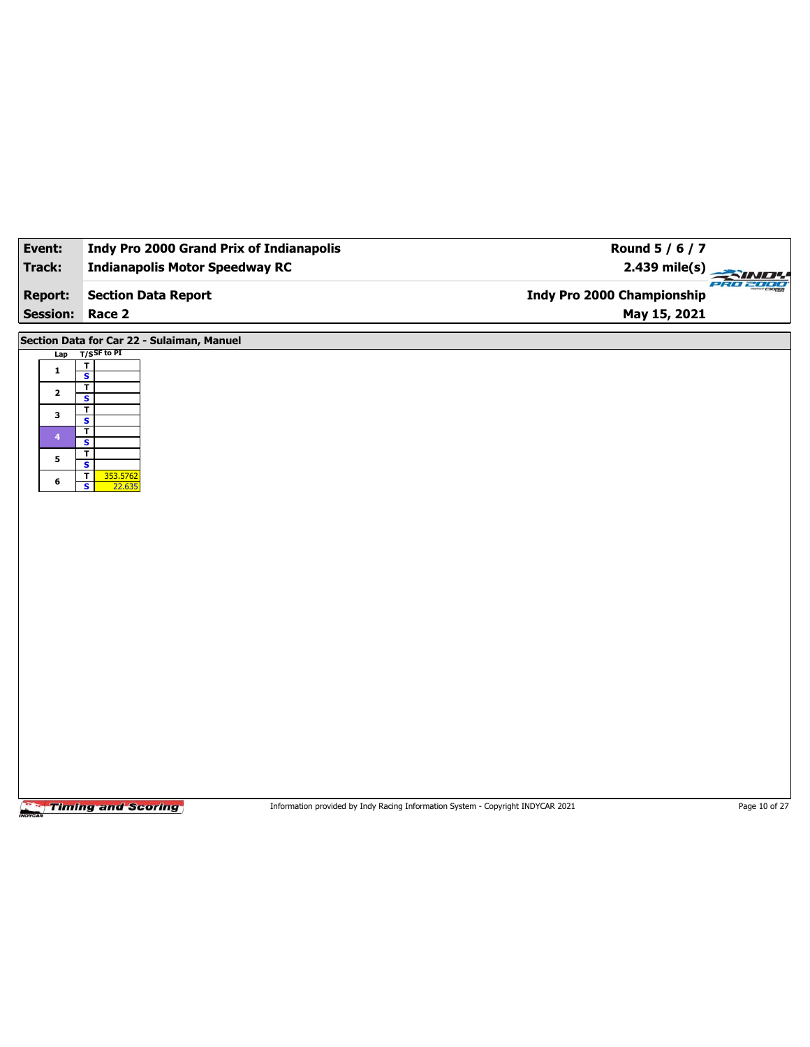| **Event:** | **Indy Pro 2000 Grand Prix of Indianapolis** | **Round 5 / 6 / 7** |
|---|---|---|
| **Track:** | **Indianapolis Motor Speedway RC** | **2.439 mile(s)** |
| **Report:** | **Section Data Report** | **Indy Pro 2000 Championship** |
| **Session:** | **Race 2** | **May 15, 2021** |

**Section Data for Car 22 - Sulaiman, Manuel**

| Lap | T/S | SF to PI |
|---|---|---|
| 1 | T | |
| | S | |
| 2 | T | |
| | S | |
| 3 | T | |
| | S | |
| 4 | T | |
| | S | |
| 5 | T | |
| | S | |
| 6 | T | 353.5762 |
| | S | 22.635 |

Information provided by Indy Racing Information System - Copyright INDYCAR 2021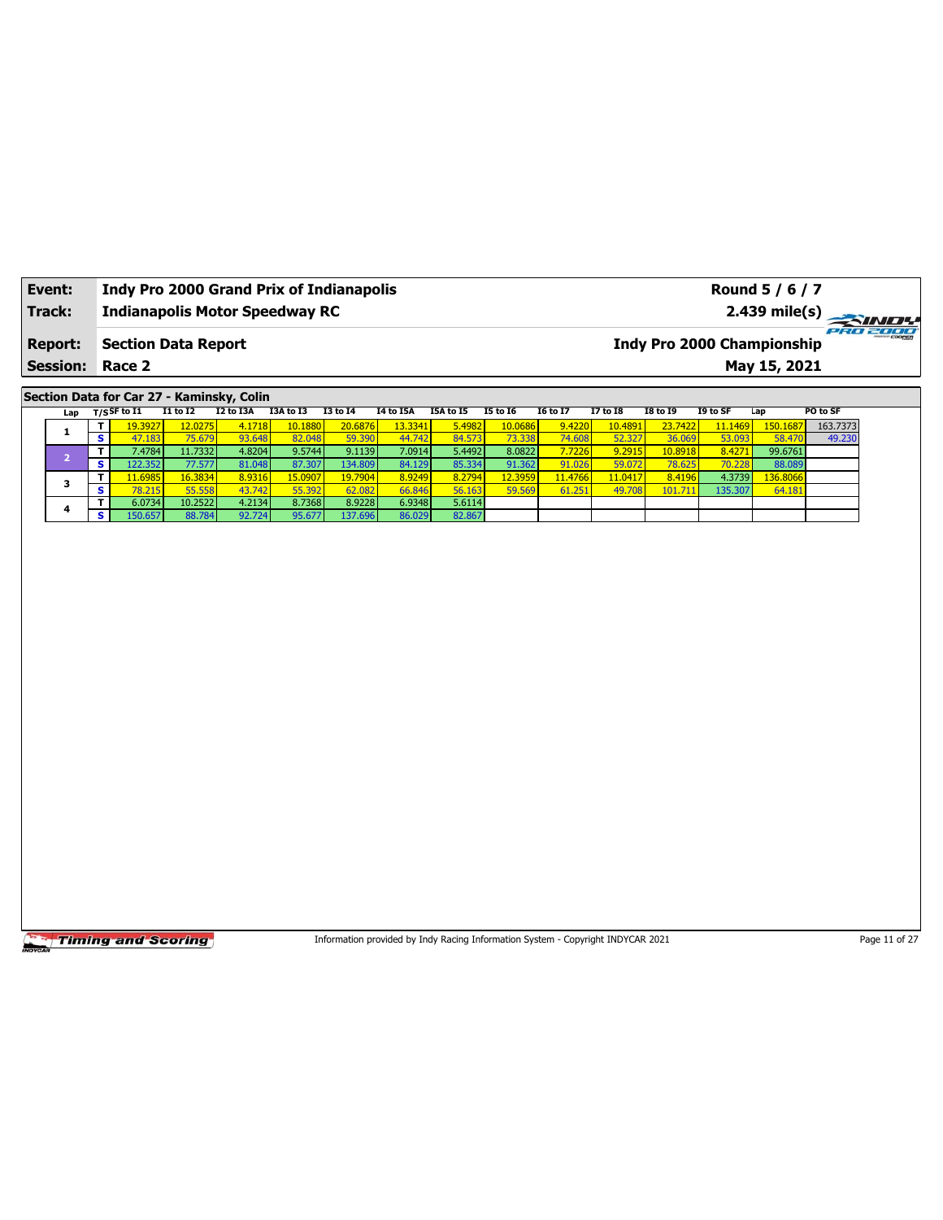| Event: | Indy Pro 2000 Grand Prix of Indianapolis | Round 5 / 6 / 7 |
|---|---|---|
| Track: | Indianapolis Motor Speedway RC | 2.439 mile(s) |
| Report: | Section Data Report | Indy Pro 2000 Championship |
| Session: | Race 2 | May 15, 2021 |

**Section Data for Car 27 - Kaminsky, Colin**

| Lap | T/S | SF to I1 | I1 to I2 | I2 to I3A | I3A to I3 | I3 to I4 | I4 to I5A | I5A to I5 | I5 to I6 | I6 to I7 | I7 to I8 | I8 to I9 | I9 to SF | Lap | PO to SF |
|---|---|---|---|---|---|---|---|---|---|---|---|---|---|---|---|
| 1 | T | 19.3927 | 12.0275 | 4.1718 | 10.1880 | 20.6876 | 13.3341 | 5.4982 | 10.0686 | 9.4220 | 10.4891 | 23.7422 | 11.1469 | 150.1687 | 163.7373 |
|  | S | 47.183 | 75.679 | 93.648 | 82.048 | 59.390 | 44.742 | 84.573 | 73.338 | 74.608 | 52.327 | 36.069 | 53.093 | 58.470 | 49.230 |
| 2 | T | 7.4784 | 11.7332 | 4.8204 | 9.5744 | 9.1139 | 7.0914 | 5.4492 | 8.0822 | 7.7226 | 9.2915 | 10.8918 | 8.4271 | 99.6761 |  |
|  | S | 122.352 | 77.577 | 81.048 | 87.307 | 134.809 | 84.129 | 85.334 | 91.362 | 91.026 | 59.072 | 78.625 | 70.228 | 88.089 |  |
| 3 | T | 11.6985 | 16.3834 | 8.9316 | 15.0907 | 19.7904 | 8.9249 | 8.2794 | 12.3959 | 11.4766 | 11.0417 | 8.4196 | 4.3739 | 136.8066 |  |
|  | S | 78.215 | 55.558 | 43.742 | 55.392 | 62.082 | 66.846 | 56.163 | 59.569 | 61.251 | 49.708 | 101.711 | 135.307 | 64.181 |  |
| 4 | T | 6.0734 | 10.2522 | 4.2134 | 8.7368 | 8.9228 | 6.9348 | 5.6114 |  |  |  |  |  |  |  |
|  | S | 150.657 | 88.784 | 92.724 | 95.677 | 137.696 | 86.029 | 82.867 |  |  |  |  |  |  |  |

Information provided by Indy Racing Information System - Copyright INDYCAR 2021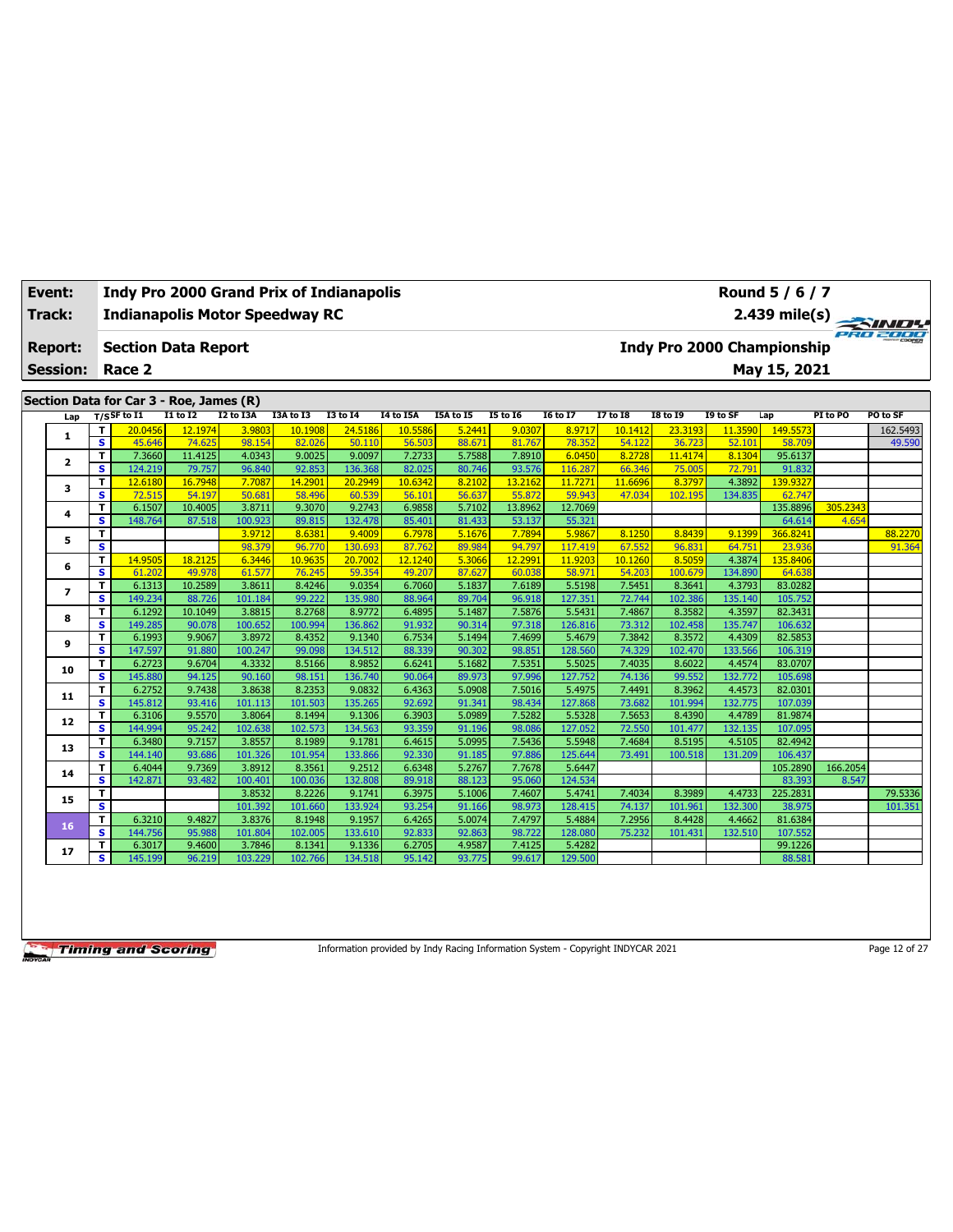| **Event:** | **Indy Pro 2000 Grand Prix of Indianapolis** | **Round 5 / 6 / 7** |
|---|---|---|
| **Track:** | **Indianapolis Motor Speedway RC** | **2.439 mile(s)** |
| **Report:** | **Section Data Report** | **Indy Pro 2000 Championship** |
| **Session:** | **Race 2** | **May 15, 2021** |

## Section Data for Car 3 - Roe, James (R)

| Lap | T/S | SF to I1 | I1 to I2 | I2 to I3A | I3A to I3 | I3 to I4 | I4 to I5A | I5A to I5 | I5 to I6 | I6 to I7 | I7 to I8 | I8 to I9 | I9 to SF | Lap | PI to PO | PO to SF |
|---|---|---|---|---|---|---|---|---|---|---|---|---|---|---|---|---|
| 1 | T | 20.0456 | 12.1974 | 3.9803 | 10.1908 | 24.5186 | 10.5586 | 5.2441 | 9.0307 | 8.9717 | 10.1412 | 23.3193 | 11.3590 | 149.5573 | | 162.5493 |
| | S | 45.646 | 74.625 | 98.154 | 82.026 | 50.110 | 56.503 | 88.671 | 81.767 | 78.352 | 54.122 | 36.723 | 52.101 | 58.709 | | 49.590 |
| 2 | T | 7.3660 | 11.4125 | 4.0343 | 9.0025 | 9.0097 | 7.2733 | 5.7588 | 7.8910 | 6.0450 | 8.2728 | 11.4174 | 8.1304 | 95.6137 | | |
| | S | 124.219 | 79.757 | 96.840 | 92.853 | 136.368 | 82.025 | 80.746 | 93.576 | 116.287 | 66.346 | 75.005 | 72.791 | 91.832 | | |
| 3 | T | 12.6180 | 16.7948 | 7.7087 | 14.2901 | 20.2949 | 10.6342 | 8.2102 | 13.2162 | 11.7271 | 11.6696 | 8.3797 | 4.3892 | 139.9327 | | |
| | S | 72.515 | 54.197 | 50.681 | 58.496 | 60.539 | 56.101 | 56.637 | 55.872 | 59.943 | 47.034 | 102.195 | 134.835 | 62.747 | | |
| 4 | T | 6.1507 | 10.4005 | 3.8711 | 9.3070 | 9.2743 | 6.9858 | 5.7102 | 13.8962 | 12.7069 | | | | 135.8896 | 305.2343 | |
| | S | 148.764 | 87.518 | 100.923 | 89.815 | 132.478 | 85.401 | 81.433 | 53.137 | 55.321 | | | | 64.614 | 4.654 | |
| 5 | T | | | 3.9712 | 8.6381 | 9.4009 | 6.7978 | 5.1676 | 7.7894 | 5.9867 | 8.1250 | 8.8439 | 9.1399 | 366.8241 | | 88.2270 |
| | S | | | 98.379 | 96.770 | 130.693 | 87.762 | 89.984 | 94.797 | 117.419 | 67.552 | 96.831 | 64.751 | 23.936 | | 91.364 |
| 6 | T | 14.9505 | 18.2125 | 6.3446 | 10.9635 | 20.7002 | 12.1240 | 5.3066 | 12.2991 | 11.9203 | 10.1260 | 8.5059 | 4.3874 | 135.8406 | | |
| | S | 61.202 | 49.978 | 61.577 | 76.245 | 59.354 | 49.207 | 87.627 | 60.038 | 58.971 | 54.203 | 100.679 | 134.890 | 64.638 | | |
| 7 | T | 6.1313 | 10.2589 | 3.8611 | 8.4246 | 9.0354 | 6.7060 | 5.1837 | 7.6189 | 5.5198 | 7.5451 | 8.3641 | 4.3793 | 83.0282 | | |
| | S | 149.234 | 88.726 | 101.184 | 99.222 | 135.980 | 88.964 | 89.704 | 96.918 | 127.351 | 72.744 | 102.386 | 135.140 | 105.752 | | |
| 8 | T | 6.1292 | 10.1049 | 3.8815 | 8.2768 | 8.9772 | 6.4895 | 5.1487 | 7.5876 | 5.5431 | 7.4867 | 8.3582 | 4.3597 | 82.3431 | | |
| | S | 149.285 | 90.078 | 100.652 | 100.994 | 136.862 | 91.932 | 90.314 | 97.318 | 126.816 | 73.312 | 102.458 | 135.747 | 106.632 | | |
| 9 | T | 6.1993 | 9.9067 | 3.8972 | 8.4352 | 9.1340 | 6.7534 | 5.1494 | 7.4699 | 5.4679 | 7.3842 | 8.3572 | 4.4309 | 82.5853 | | |
| | S | 147.597 | 91.880 | 100.247 | 99.098 | 134.512 | 88.339 | 90.302 | 98.851 | 128.560 | 74.329 | 102.470 | 133.566 | 106.319 | | |
| 10 | T | 6.2723 | 9.6704 | 4.3332 | 8.5166 | 8.9852 | 6.6241 | 5.1682 | 7.5351 | 5.5025 | 7.4035 | 8.6022 | 4.4574 | 83.0707 | | |
| | S | 145.880 | 94.125 | 90.160 | 98.151 | 136.740 | 90.064 | 89.973 | 97.996 | 127.752 | 74.136 | 99.552 | 132.772 | 105.698 | | |
| 11 | T | 6.2752 | 9.7438 | 3.8638 | 8.2353 | 9.0832 | 6.4363 | 5.0908 | 7.5016 | 5.4975 | 7.4491 | 8.3962 | 4.4573 | 82.0301 | | |
| | S | 145.812 | 93.416 | 101.113 | 101.503 | 135.265 | 92.692 | 91.341 | 98.434 | 127.868 | 73.682 | 101.994 | 132.775 | 107.039 | | |
| 12 | T | 6.3106 | 9.5570 | 3.8064 | 8.1494 | 9.1306 | 6.3903 | 5.0989 | 7.5282 | 5.5328 | 7.5653 | 8.4390 | 4.4789 | 81.9874 | | |
| | S | 144.994 | 95.242 | 102.638 | 102.573 | 134.563 | 93.359 | 91.196 | 98.086 | 127.052 | 72.550 | 101.477 | 132.135 | 107.095 | | |
| 13 | T | 6.3480 | 9.7157 | 3.8557 | 8.1989 | 9.1781 | 6.4615 | 5.0995 | 7.5436 | 5.5948 | 7.4684 | 8.5195 | 4.5105 | 82.4942 | | |
| | S | 144.140 | 93.686 | 101.326 | 101.954 | 133.866 | 92.330 | 91.185 | 97.886 | 125.644 | 73.491 | 100.518 | 131.209 | 106.437 | | |
| 14 | T | 6.4044 | 9.7369 | 3.8912 | 8.3561 | 9.2512 | 6.6348 | 5.2767 | 7.7678 | 5.6447 | | | | 105.2890 | 166.2054 | |
| | S | 142.871 | 93.482 | 100.401 | 100.036 | 132.808 | 89.918 | 88.123 | 95.060 | 124.534 | | | | 83.393 | 8.547 | |
| 15 | T | | | 3.8532 | 8.2226 | 9.1741 | 6.3975 | 5.1006 | 7.4607 | 5.4741 | 7.4034 | 8.3989 | 4.4733 | 225.2831 | | 79.5336 |
| | S | | | 101.392 | 101.660 | 133.924 | 93.254 | 91.166 | 98.973 | 128.415 | 74.137 | 101.961 | 132.300 | 38.975 | | 101.351 |
| 16 | T | 6.3210 | 9.4827 | 3.8376 | 8.1948 | 9.1957 | 6.4265 | 5.0074 | 7.4797 | 5.4884 | 7.2956 | 8.4428 | 4.4662 | 81.6384 | | |
| | S | 144.756 | 95.988 | 101.804 | 102.005 | 133.610 | 92.833 | 92.863 | 98.722 | 128.080 | 75.232 | 101.431 | 132.510 | 107.552 | | |
| 17 | T | 6.3017 | 9.4600 | 3.7846 | 8.1341 | 9.1336 | 6.2705 | 4.9587 | 7.4125 | 5.4282 | | | | 99.1226 | | |
| | S | 145.199 | 96.219 | 103.229 | 102.766 | 134.518 | 95.142 | 93.775 | 99.617 | 129.500 | | | | 88.581 | | |

Information provided by Indy Racing Information System - Copyright INDYCAR 2021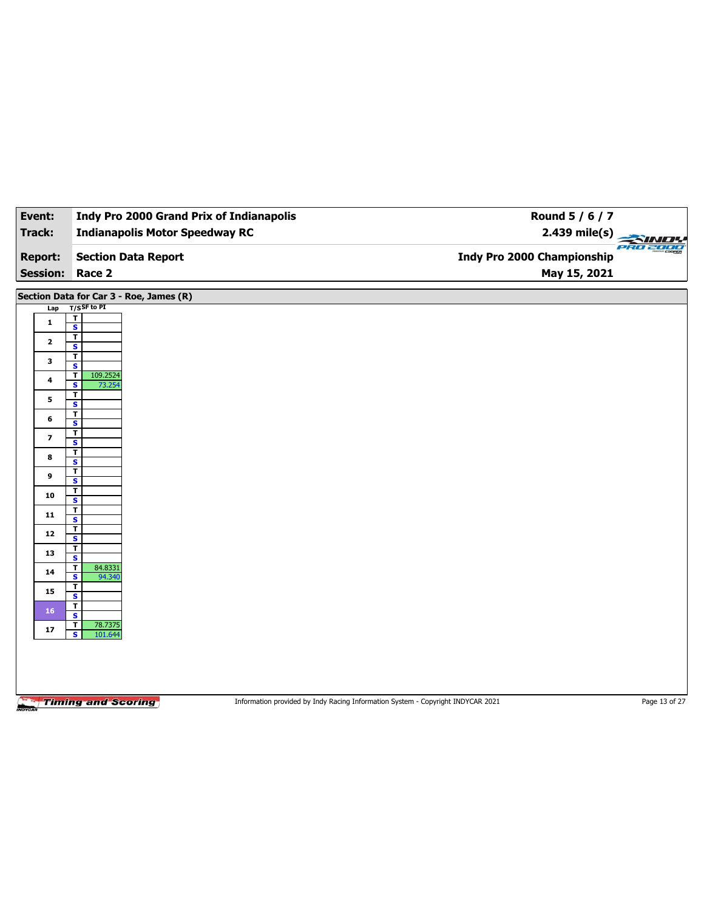| | |
|---|---|
| **Event:** | **Indy Pro 2000 Grand Prix of Indianapolis** |
| **Track:** | **Indianapolis Motor Speedway RC** |
| **Report:** | **Section Data Report** |
| **Session:** | **Race 2** |

**Round 5 / 6 / 7**
**2.439 mile(s)**
**Indy Pro 2000 Championship**
**May 15, 2021**

## Section Data for Car 3 - Roe, James (R)

| Lap | T/S | SF to PI |
|---|---|---|
| 1 | T | |
| | S | |
| 2 | T | |
| | S | |
| 3 | T | |
| | S | |
| 4 | T | 109.2524 |
| | S | 73.254 |
| 5 | T | |
| | S | |
| 6 | T | |
| | S | |
| 7 | T | |
| | S | |
| 8 | T | |
| | S | |
| 9 | T | |
| | S | |
| 10 | T | |
| | S | |
| 11 | T | |
| | S | |
| 12 | T | |
| | S | |
| 13 | T | |
| | S | |
| 14 | T | 84.8331 |
| | S | 94.340 |
| 15 | T | |
| | S | |
| 16 | T | |
| | S | |
| 17 | T | 78.7375 |
| | S | 101.644 |

Information provided by Indy Racing Information System - Copyright INDYCAR 2021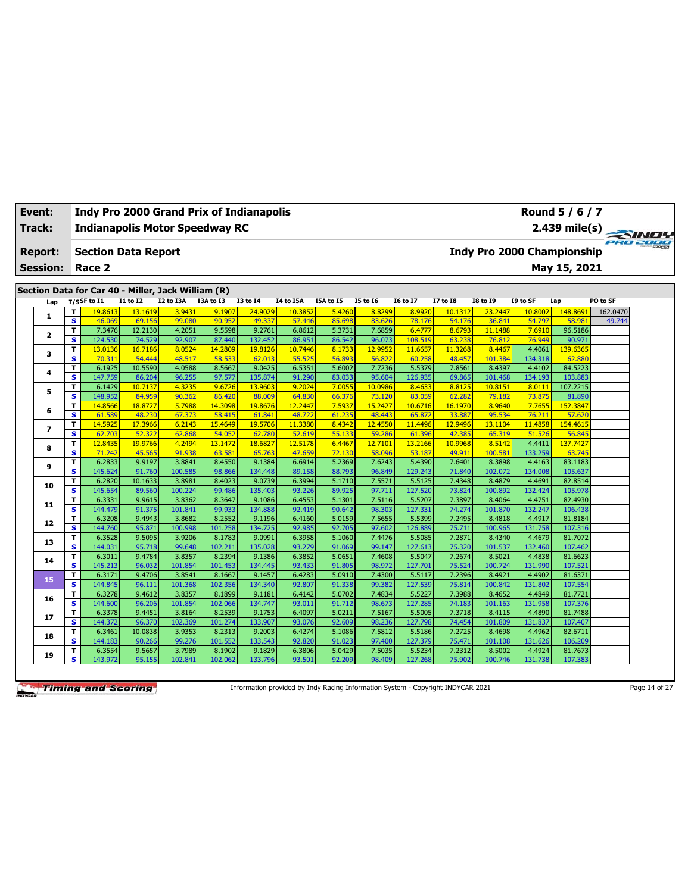| Event: | Indy Pro 2000 Grand Prix of Indianapolis | Round 5 / 6 / 7 |
|---|---|---|
| Track: | Indianapolis Motor Speedway RC | 2.439 mile(s) |
| Report: | Section Data Report | Indy Pro 2000 Championship |
| Session: | Race 2 | May 15, 2021 |

## Section Data for Car 40 - Miller, Jack William (R)

| Lap | T/S | SF to I1 | I1 to I2 | I2 to I3A | I3A to I3 | I3 to I4 | I4 to I5A | I5A to I5 | I5 to I6 | I6 to I7 | I7 to I8 | I8 to I9 | I9 to SF | Lap | PO to SF |
|---|---|---|---|---|---|---|---|---|---|---|---|---|---|---|---|
| 1 | T | 19.8613 | 13.1619 | 3.9431 | 9.1907 | 24.9029 | 10.3852 | 5.4260 | 8.8299 | 8.9920 | 10.1312 | 23.2447 | 10.8002 | 148.8691 | 162.0470 |
| | S | 46.069 | 69.156 | 99.080 | 90.952 | 49.337 | 57.446 | 85.698 | 83.626 | 78.176 | 54.176 | 36.841 | 54.797 | 58.981 | 49.744 |
| 2 | T | 7.3476 | 12.2130 | 4.2051 | 9.5598 | 9.2761 | 6.8612 | 5.3731 | 7.6859 | 6.4777 | 8.6793 | 11.1488 | 7.6910 | 96.5186 | |
| | S | 124.530 | 74.529 | 92.907 | 87.440 | 132.452 | 86.951 | 86.542 | 96.073 | 108.519 | 63.238 | 76.812 | 76.949 | 90.971 | |
| 3 | T | 13.0136 | 16.7186 | 8.0524 | 14.2809 | 19.8126 | 10.7446 | 8.1733 | 12.9952 | 11.6657 | 11.3268 | 8.4467 | 4.4061 | 139.6365 | |
| | S | 70.311 | 54.444 | 48.517 | 58.533 | 62.013 | 55.525 | 56.893 | 56.822 | 60.258 | 48.457 | 101.384 | 134.318 | 62.880 | |
| 4 | T | 6.1925 | 10.5590 | 4.0588 | 8.5667 | 9.0425 | 6.5351 | 5.6002 | 7.7236 | 5.5379 | 7.8561 | 8.4397 | 4.4102 | 84.5223 | |
| | S | 147.759 | 86.204 | 96.255 | 97.577 | 135.874 | 91.290 | 83.033 | 95.604 | 126.935 | 69.865 | 101.468 | 134.193 | 103.883 | |
| 5 | T | 6.1429 | 10.7137 | 4.3235 | 9.6726 | 13.9603 | 9.2024 | 7.0055 | 10.0986 | 8.4633 | 8.8125 | 10.8151 | 8.0111 | 107.2215 | |
| | S | 148.952 | 84.959 | 90.362 | 86.420 | 88.009 | 64.830 | 66.376 | 73.120 | 83.059 | 62.282 | 79.182 | 73.875 | 81.890 | |
| 6 | T | 14.8566 | 18.8727 | 5.7988 | 14.3098 | 19.8676 | 12.2447 | 7.5937 | 15.2427 | 10.6716 | 16.1970 | 8.9640 | 7.7655 | 152.3847 | |
| | S | 61.589 | 48.230 | 67.373 | 58.415 | 61.841 | 48.722 | 61.235 | 48.443 | 65.872 | 33.887 | 95.534 | 76.211 | 57.620 | |
| 7 | T | 14.5925 | 17.3966 | 6.2143 | 15.4649 | 19.5706 | 11.3380 | 8.4342 | 12.4550 | 11.4496 | 12.9496 | 13.1104 | 11.4858 | 154.4615 | |
| | S | 62.703 | 52.322 | 62.868 | 54.052 | 62.780 | 52.619 | 55.133 | 59.286 | 61.396 | 42.385 | 65.319 | 51.526 | 56.845 | |
| 8 | T | 12.8435 | 19.9766 | 4.2494 | 13.1472 | 18.6827 | 12.5178 | 6.4467 | 12.7101 | 13.2166 | 10.9968 | 8.5142 | 4.4411 | 137.7427 | |
| | S | 71.242 | 45.565 | 91.938 | 63.581 | 65.763 | 47.659 | 72.130 | 58.096 | 53.187 | 49.911 | 100.581 | 133.259 | 63.745 | |
| 9 | T | 6.2833 | 9.9197 | 3.8841 | 8.4550 | 9.1384 | 6.6914 | 5.2369 | 7.6243 | 5.4390 | 7.6401 | 8.3898 | 4.4163 | 83.1183 | |
| | S | 145.624 | 91.760 | 100.585 | 98.866 | 134.448 | 89.158 | 88.793 | 96.849 | 129.243 | 71.840 | 102.072 | 134.008 | 105.637 | |
| 10 | T | 6.2820 | 10.1633 | 3.8981 | 8.4023 | 9.0739 | 6.3994 | 5.1710 | 7.5571 | 5.5125 | 7.4348 | 8.4879 | 4.4691 | 82.8514 | |
| | S | 145.654 | 89.560 | 100.224 | 99.486 | 135.403 | 93.226 | 89.925 | 97.711 | 127.520 | 73.824 | 100.892 | 132.424 | 105.978 | |
| 11 | T | 6.3331 | 9.9615 | 3.8362 | 8.3647 | 9.1086 | 6.4553 | 5.1301 | 7.5116 | 5.5207 | 7.3897 | 8.4064 | 4.4751 | 82.4930 | |
| | S | 144.479 | 91.375 | 101.841 | 99.933 | 134.888 | 92.419 | 90.642 | 98.303 | 127.331 | 74.274 | 101.870 | 132.247 | 106.438 | |
| 12 | T | 6.3208 | 9.4943 | 3.8682 | 8.2552 | 9.1196 | 6.4160 | 5.0159 | 7.5655 | 5.5399 | 7.2495 | 8.4818 | 4.4917 | 81.8184 | |
| | S | 144.760 | 95.871 | 100.998 | 101.258 | 134.725 | 92.985 | 92.705 | 97.602 | 126.889 | 75.711 | 100.965 | 131.758 | 107.316 | |
| 13 | T | 6.3528 | 9.5095 | 3.9206 | 8.1783 | 9.0991 | 6.3958 | 5.1060 | 7.4476 | 5.5085 | 7.2871 | 8.4340 | 4.4679 | 81.7072 | |
| | S | 144.031 | 95.718 | 99.648 | 102.211 | 135.028 | 93.279 | 91.069 | 99.147 | 127.613 | 75.320 | 101.537 | 132.460 | 107.462 | |
| 14 | T | 6.3011 | 9.4784 | 3.8357 | 8.2394 | 9.1386 | 6.3852 | 5.0651 | 7.4608 | 5.5047 | 7.2674 | 8.5021 | 4.4838 | 81.6623 | |
| | S | 145.213 | 96.032 | 101.854 | 101.453 | 134.445 | 93.433 | 91.805 | 98.972 | 127.701 | 75.524 | 100.724 | 131.990 | 107.521 | |
| 15 | T | 6.3171 | 9.4706 | 3.8541 | 8.1667 | 9.1457 | 6.4283 | 5.0910 | 7.4300 | 5.5117 | 7.2396 | 8.4921 | 4.4902 | 81.6371 | |
| | S | 144.845 | 96.111 | 101.368 | 102.356 | 134.340 | 92.807 | 91.338 | 99.382 | 127.539 | 75.814 | 100.842 | 131.802 | 107.554 | |
| 16 | T | 6.3278 | 9.4612 | 3.8357 | 8.1899 | 9.1181 | 6.4142 | 5.0702 | 7.4834 | 5.5227 | 7.3988 | 8.4652 | 4.4849 | 81.7721 | |
| | S | 144.600 | 96.206 | 101.854 | 102.066 | 134.747 | 93.011 | 91.712 | 98.673 | 127.285 | 74.183 | 101.163 | 131.958 | 107.376 | |
| 17 | T | 6.3378 | 9.4451 | 3.8164 | 8.2539 | 9.1753 | 6.4097 | 5.0211 | 7.5167 | 5.5005 | 7.3718 | 8.4115 | 4.4890 | 81.7488 | |
| | S | 144.372 | 96.370 | 102.369 | 101.274 | 133.907 | 93.076 | 92.609 | 98.236 | 127.798 | 74.454 | 101.809 | 131.837 | 107.407 | |
| 18 | T | 6.3461 | 10.0838 | 3.9353 | 8.2313 | 9.2003 | 6.4274 | 5.1086 | 7.5812 | 5.5186 | 7.2725 | 8.4698 | 4.4962 | 82.6711 | |
| | S | 144.183 | 90.266 | 99.276 | 101.552 | 133.543 | 92.820 | 91.023 | 97.400 | 127.379 | 75.471 | 101.108 | 131.626 | 106.209 | |
| 19 | T | 6.3554 | 9.5657 | 3.7989 | 8.1902 | 9.1829 | 6.3806 | 5.0429 | 7.5035 | 5.5234 | 7.2312 | 8.5002 | 4.4924 | 81.7673 | |
| | S | 143.972 | 95.155 | 102.841 | 102.062 | 133.796 | 93.501 | 92.209 | 98.409 | 127.268 | 75.902 | 100.746 | 131.738 | 107.383 | |

Timing and Scoring

Information provided by Indy Racing Information System - Copyright INDYCAR 2021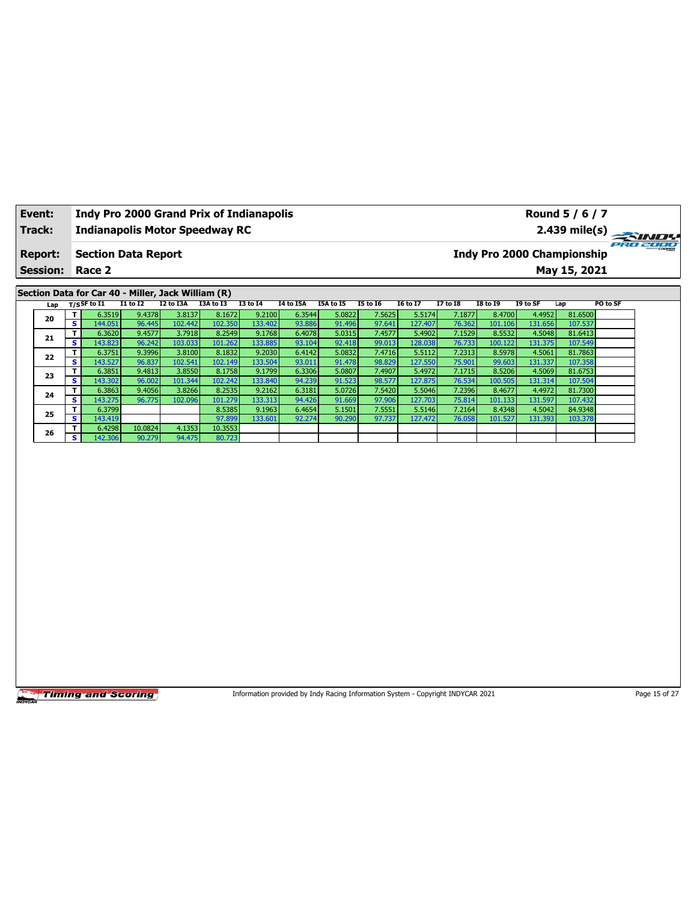| Event: | Indy Pro 2000 Grand Prix of Indianapolis | Round 5 / 6 / 7 |
|---|---|---|
| Track: | Indianapolis Motor Speedway RC | 2.439 mile(s) |
| Report: | Section Data Report | Indy Pro 2000 Championship |
| Session: | Race 2 | May 15, 2021 |

## Section Data for Car 40 - Miller, Jack William (R)

| Lap | T/S | SF to I1 | I1 to I2 | I2 to I3A | I3A to I3 | I3 to I4 | I4 to I5A | I5A to I5 | I5 to I6 | I6 to I7 | I7 to I8 | I8 to I9 | I9 to SF | Lap | PO to SF |
|---|---|---|---|---|---|---|---|---|---|---|---|---|---|---|---|
| 20 | T | 6.3519 | 9.4378 | 3.8137 | 8.1672 | 9.2100 | 6.3544 | 5.0822 | 7.5625 | 5.5174 | 7.1877 | 8.4700 | 4.4952 | 81.6500 | |
| | S | 144.051 | 96.445 | 102.442 | 102.350 | 133.402 | 93.886 | 91.496 | 97.641 | 127.407 | 76.362 | 101.106 | 131.656 | 107.537 | |
| 21 | T | 6.3620 | 9.4577 | 3.7918 | 8.2549 | 9.1768 | 6.4078 | 5.0315 | 7.4577 | 5.4902 | 7.1529 | 8.5532 | 4.5048 | 81.6413 | |
| | S | 143.823 | 96.242 | 103.033 | 101.262 | 133.885 | 93.104 | 92.418 | 99.013 | 128.038 | 76.733 | 100.122 | 131.375 | 107.549 | |
| 22 | T | 6.3751 | 9.3996 | 3.8100 | 8.1832 | 9.2030 | 6.4142 | 5.0832 | 7.4716 | 5.5112 | 7.2313 | 8.5978 | 4.5061 | 81.7863 | |
| | S | 143.527 | 96.837 | 102.541 | 102.149 | 133.504 | 93.011 | 91.478 | 98.829 | 127.550 | 75.901 | 99.603 | 131.337 | 107.358 | |
| 23 | T | 6.3851 | 9.4813 | 3.8550 | 8.1758 | 9.1799 | 6.3306 | 5.0807 | 7.4907 | 5.4972 | 7.1715 | 8.5206 | 4.5069 | 81.6753 | |
| | S | 143.302 | 96.002 | 101.344 | 102.242 | 133.840 | 94.239 | 91.523 | 98.577 | 127.875 | 76.534 | 100.505 | 131.314 | 107.504 | |
| 24 | T | 6.3863 | 9.4056 | 3.8266 | 8.2535 | 9.2162 | 6.3181 | 5.0726 | 7.5420 | 5.5046 | 7.2396 | 8.4677 | 4.4972 | 81.7300 | |
| | S | 143.275 | 96.775 | 102.096 | 101.279 | 133.313 | 94.426 | 91.669 | 97.906 | 127.703 | 75.814 | 101.133 | 131.597 | 107.432 | |
| 25 | T | 6.3799 | | | 8.5385 | 9.1963 | 6.4654 | 5.1501 | 7.5551 | 5.5146 | 7.2164 | 8.4348 | 4.5042 | 84.9348 | |
| | S | 143.419 | | | 97.899 | 133.601 | 92.274 | 90.290 | 97.737 | 127.472 | 76.058 | 101.527 | 131.393 | 103.378 | |
| 26 | T | 6.4298 | 10.0824 | 4.1353 | 10.3553 | | | | | | | | | | |
| | S | 142.306 | 90.279 | 94.475 | 80.723 | | | | | | | | | | |

Information provided by Indy Racing Information System - Copyright INDYCAR 2021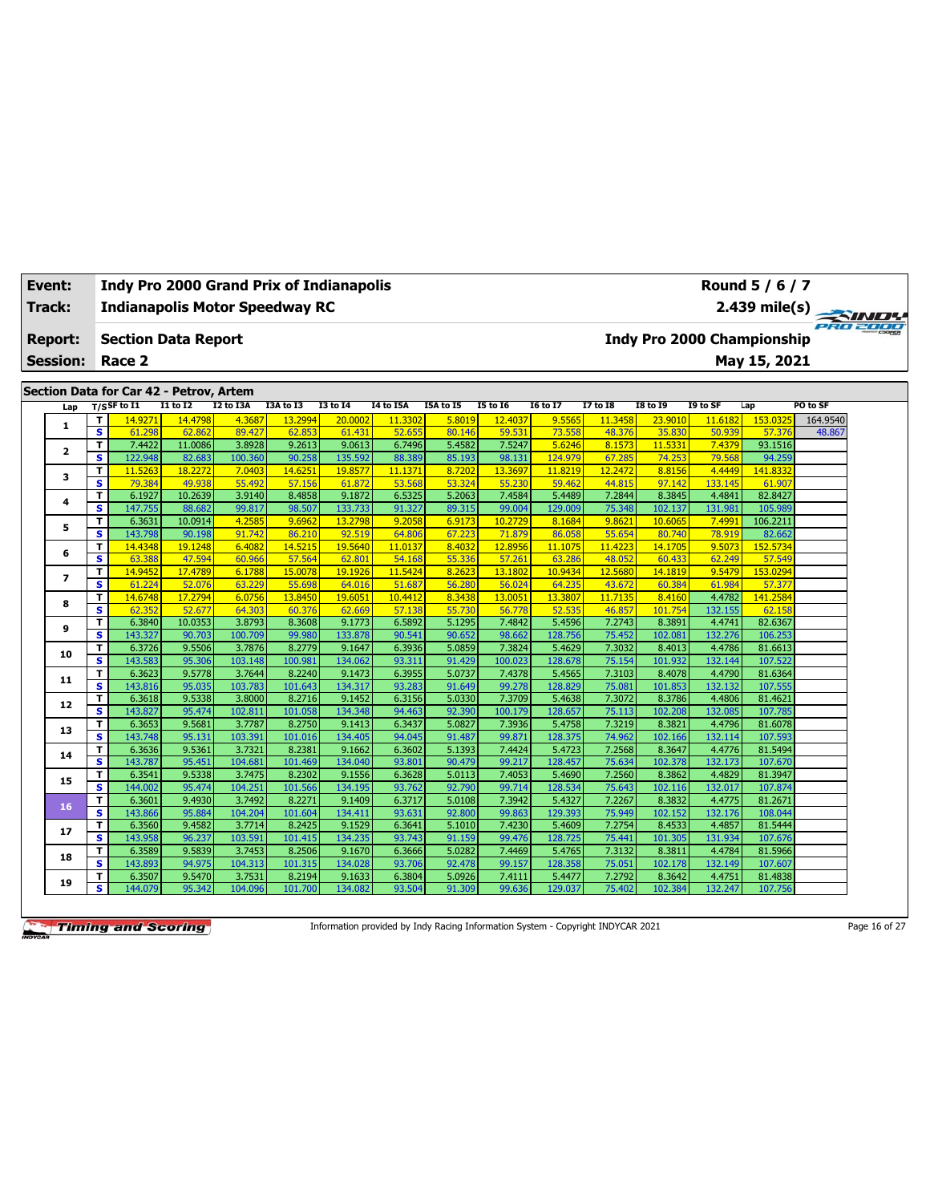| Event: | Indy Pro 2000 Grand Prix of Indianapolis | Round 5 / 6 / 7 |
|---|---|---|
| Track: | Indianapolis Motor Speedway RC | 2.439 mile(s) |
| Report: | Section Data Report | Indy Pro 2000 Championship |
| Session: | Race 2 | May 15, 2021 |

## Section Data for Car 42 - Petrov, Artem

| Lap | T/S | SF to I1 | I1 to I2 | I2 to I3A | I3A to I3 | I3 to I4 | I4 to I5A | I5A to I5 | I5 to I6 | I6 to I7 | I7 to I8 | I8 to I9 | I9 to SF | Lap | PO to SF |
|---|---|---|---|---|---|---|---|---|---|---|---|---|---|---|---|
| 1 | T | 14.9271 | 14.4798 | 4.3687 | 13.2994 | 20.0002 | 11.3302 | 5.8019 | 12.4037 | 9.5565 | 11.3458 | 23.9010 | 11.6182 | 153.0325 | 164.9540 |
| | S | 61.298 | 62.862 | 89.427 | 62.853 | 61.431 | 52.655 | 80.146 | 59.531 | 73.558 | 48.376 | 35.830 | 50.939 | 57.376 | 48.867 |
| 2 | T | 7.4422 | 11.0086 | 3.8928 | 9.2613 | 9.0613 | 6.7496 | 5.4582 | 7.5247 | 5.6246 | 8.1573 | 11.5331 | 7.4379 | 93.1516 | |
| | S | 122.948 | 82.683 | 100.360 | 90.258 | 135.592 | 88.389 | 85.193 | 98.131 | 124.979 | 67.285 | 74.253 | 79.568 | 94.259 | |
| 3 | T | 11.5263 | 18.2272 | 7.0403 | 14.6251 | 19.8577 | 11.1371 | 8.7202 | 13.3697 | 11.8219 | 12.2472 | 8.8156 | 4.4449 | 141.8332 | |
| | S | 79.384 | 49.938 | 55.492 | 57.156 | 61.872 | 53.568 | 53.324 | 55.230 | 59.462 | 44.815 | 97.142 | 133.145 | 61.907 | |
| 4 | T | 6.1927 | 10.2639 | 3.9140 | 8.4858 | 9.1872 | 6.5325 | 5.2063 | 7.4584 | 5.4489 | 7.2844 | 8.3845 | 4.4841 | 82.8427 | |
| | S | 147.755 | 88.682 | 99.817 | 98.507 | 133.733 | 91.327 | 89.315 | 99.004 | 129.009 | 75.348 | 102.137 | 131.981 | 105.989 | |
| 5 | T | 6.3631 | 10.0914 | 4.2585 | 9.6962 | 13.2798 | 9.2058 | 6.9173 | 10.2729 | 8.1684 | 9.8621 | 10.6065 | 7.4991 | 106.2211 | |
| | S | 143.798 | 90.198 | 91.742 | 86.210 | 92.519 | 64.806 | 67.223 | 71.879 | 86.058 | 55.654 | 80.740 | 78.919 | 82.662 | |
| 6 | T | 14.4348 | 19.1248 | 6.4082 | 14.5215 | 19.5640 | 11.0137 | 8.4032 | 12.8956 | 11.1075 | 11.4223 | 14.1705 | 9.5073 | 152.5734 | |
| | S | 63.388 | 47.594 | 60.966 | 57.564 | 62.801 | 54.168 | 55.336 | 57.261 | 63.286 | 48.052 | 60.433 | 62.249 | 57.549 | |
| 7 | T | 14.9452 | 17.4789 | 6.1788 | 15.0078 | 19.1926 | 11.5424 | 8.2623 | 13.1802 | 10.9434 | 12.5680 | 14.1819 | 9.5479 | 153.0294 | |
| | S | 61.224 | 52.076 | 63.229 | 55.698 | 64.016 | 51.687 | 56.280 | 56.024 | 64.235 | 43.672 | 60.384 | 61.984 | 57.377 | |
| 8 | T | 14.6748 | 17.2794 | 6.0756 | 13.8450 | 19.6051 | 10.4412 | 8.3438 | 13.0051 | 13.3807 | 11.7135 | 8.4160 | 4.4782 | 141.2584 | |
| | S | 62.352 | 52.677 | 64.303 | 60.376 | 62.669 | 57.138 | 55.730 | 56.778 | 52.535 | 46.857 | 101.754 | 132.155 | 62.158 | |
| 9 | T | 6.3840 | 10.0353 | 3.8793 | 8.3608 | 9.1773 | 6.5892 | 5.1295 | 7.4842 | 5.4596 | 7.2743 | 8.3891 | 4.4741 | 82.6367 | |
| | S | 143.327 | 90.703 | 100.709 | 99.980 | 133.878 | 90.541 | 90.652 | 98.662 | 128.756 | 75.452 | 102.081 | 132.276 | 106.253 | |
| 10 | T | 6.3726 | 9.5506 | 3.7876 | 8.2779 | 9.1647 | 6.3936 | 5.0859 | 7.3824 | 5.4629 | 7.3032 | 8.4013 | 4.4786 | 81.6613 | |
| | S | 143.583 | 95.306 | 103.148 | 100.981 | 134.062 | 93.311 | 91.429 | 100.023 | 128.678 | 75.154 | 101.932 | 132.144 | 107.522 | |
| 11 | T | 6.3623 | 9.5778 | 3.7644 | 8.2240 | 9.1473 | 6.3955 | 5.0737 | 7.4378 | 5.4565 | 7.3103 | 8.4078 | 4.4790 | 81.6364 | |
| | S | 143.816 | 95.035 | 103.783 | 101.643 | 134.317 | 93.283 | 91.649 | 99.278 | 128.829 | 75.081 | 101.853 | 132.132 | 107.555 | |
| 12 | T | 6.3618 | 9.5338 | 3.8000 | 8.2716 | 9.1452 | 6.3156 | 5.0330 | 7.3709 | 5.4638 | 7.3072 | 8.3786 | 4.4806 | 81.4621 | |
| | S | 143.827 | 95.474 | 102.811 | 101.058 | 134.348 | 94.463 | 92.390 | 100.179 | 128.657 | 75.113 | 102.208 | 132.085 | 107.785 | |
| 13 | T | 6.3653 | 9.5681 | 3.7787 | 8.2750 | 9.1413 | 6.3437 | 5.0827 | 7.3936 | 5.4758 | 7.3219 | 8.3821 | 4.4796 | 81.6078 | |
| | S | 143.748 | 95.131 | 103.391 | 101.016 | 134.405 | 94.045 | 91.487 | 99.871 | 128.375 | 74.962 | 102.166 | 132.114 | 107.593 | |
| 14 | T | 6.3636 | 9.5361 | 3.7321 | 8.2381 | 9.1662 | 6.3602 | 5.1393 | 7.4424 | 5.4723 | 7.2568 | 8.3647 | 4.4776 | 81.5494 | |
| | S | 143.787 | 95.451 | 104.681 | 101.469 | 134.040 | 93.801 | 90.479 | 99.217 | 128.457 | 75.634 | 102.378 | 132.173 | 107.670 | |
| 15 | T | 6.3541 | 9.5338 | 3.7475 | 8.2302 | 9.1556 | 6.3628 | 5.0113 | 7.4053 | 5.4690 | 7.2560 | 8.3862 | 4.4829 | 81.3947 | |
| | S | 144.002 | 95.474 | 104.251 | 101.566 | 134.195 | 93.762 | 92.790 | 99.714 | 128.534 | 75.643 | 102.116 | 132.017 | 107.874 | |
| 16 | T | 6.3601 | 9.4930 | 3.7492 | 8.2271 | 9.1409 | 6.3717 | 5.0108 | 7.3942 | 5.4327 | 7.2267 | 8.3832 | 4.4775 | 81.2671 | |
| | S | 143.866 | 95.884 | 104.204 | 101.604 | 134.411 | 93.631 | 92.800 | 99.863 | 129.393 | 75.949 | 102.152 | 132.176 | 108.044 | |
| 17 | T | 6.3560 | 9.4582 | 3.7714 | 8.2425 | 9.1529 | 6.3641 | 5.1010 | 7.4230 | 5.4609 | 7.2754 | 8.4533 | 4.4857 | 81.5444 | |
| | S | 143.958 | 96.237 | 103.591 | 101.415 | 134.235 | 93.743 | 91.159 | 99.476 | 128.725 | 75.441 | 101.305 | 131.934 | 107.676 | |
| 18 | T | 6.3589 | 9.5839 | 3.7453 | 8.2506 | 9.1670 | 6.3666 | 5.0282 | 7.4469 | 5.4765 | 7.3132 | 8.3811 | 4.4784 | 81.5966 | |
| | S | 143.893 | 94.975 | 104.313 | 101.315 | 134.028 | 93.706 | 92.478 | 99.157 | 128.358 | 75.051 | 102.178 | 132.149 | 107.607 | |
| 19 | T | 6.3507 | 9.5470 | 3.7531 | 8.2194 | 9.1633 | 6.3804 | 5.0926 | 7.4111 | 5.4477 | 7.2792 | 8.3642 | 4.4751 | 81.4838 | |
| | S | 144.079 | 95.342 | 104.096 | 101.700 | 134.082 | 93.504 | 91.309 | 99.636 | 129.037 | 75.402 | 102.384 | 132.247 | 107.756 | |

Information provided by Indy Racing Information System - Copyright INDYCAR 2021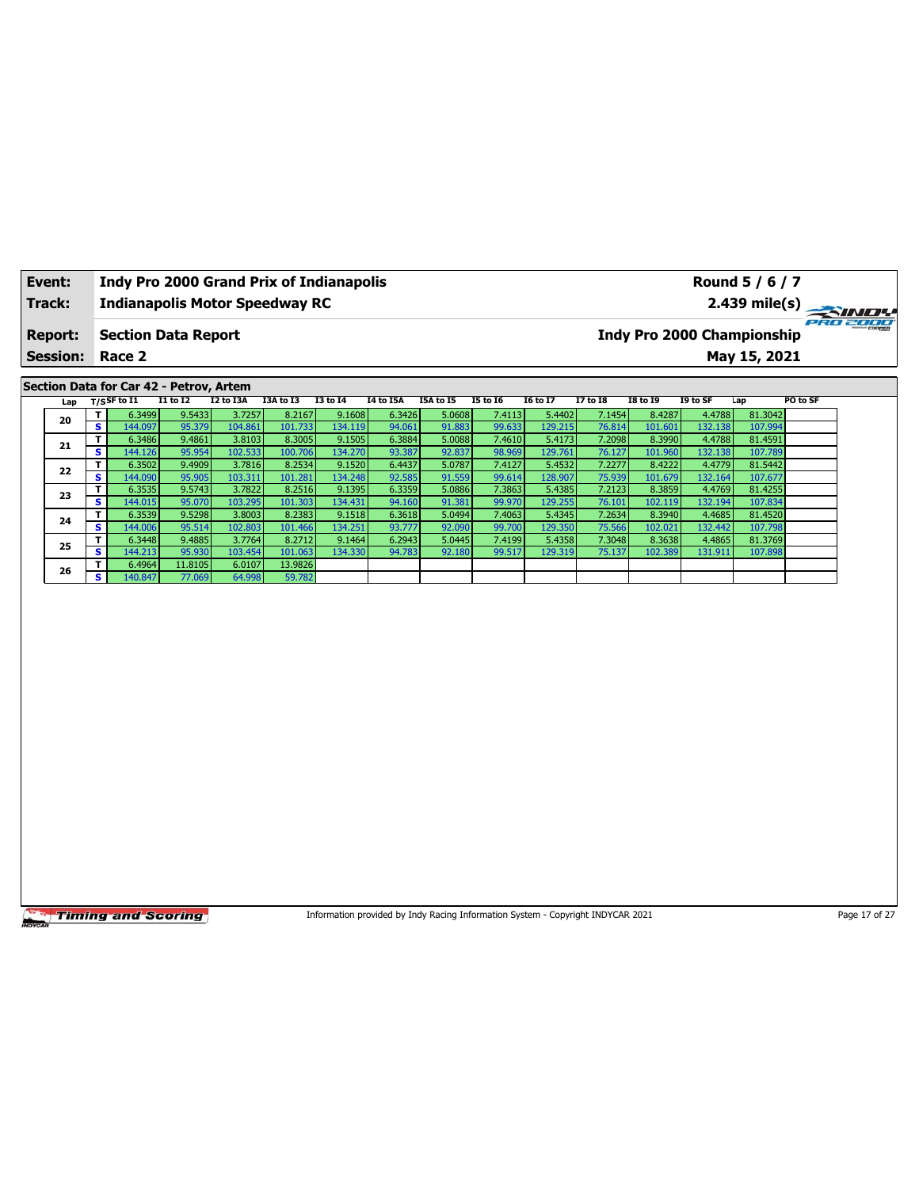| Event: | Indy Pro 2000 Grand Prix of Indianapolis | Round 5 / 6 / 7 |
|---|---|---|
| Track: | Indianapolis Motor Speedway RC | 2.439 mile(s) |
| Report: | Section Data Report | Indy Pro 2000 Championship |
| Session: | Race 2 | May 15, 2021 |

## Section Data for Car 42 - Petrov, Artem

| Lap | T/S | SF to I1 | I1 to I2 | I2 to I3A | I3A to I3 | I3 to I4 | I4 to I5A | I5A to I5 | I5 to I6 | I6 to I7 | I7 to I8 | I8 to I9 | I9 to SF | Lap | PO to SF |
|---|---|---|---|---|---|---|---|---|---|---|---|---|---|---|---|
| 20 | T | 6.3499 | 9.5433 | 3.7257 | 8.2167 | 9.1608 | 6.3426 | 5.0608 | 7.4113 | 5.4402 | 7.1454 | 8.4287 | 4.4788 | 81.3042 | |
| | S | 144.097 | 95.379 | 104.861 | 101.733 | 134.119 | 94.061 | 91.883 | 99.633 | 129.215 | 76.814 | 101.601 | 132.138 | 107.994 | |
| 21 | T | 6.3486 | 9.4861 | 3.8103 | 8.3005 | 9.1505 | 6.3884 | 5.0088 | 7.4610 | 5.4173 | 7.2098 | 8.3990 | 4.4788 | 81.4591 | |
| | S | 144.126 | 95.954 | 102.533 | 100.706 | 134.270 | 93.387 | 92.837 | 98.969 | 129.761 | 76.127 | 101.960 | 132.138 | 107.789 | |
| 22 | T | 6.3502 | 9.4909 | 3.7816 | 8.2534 | 9.1520 | 6.4437 | 5.0787 | 7.4127 | 5.4532 | 7.2277 | 8.4222 | 4.4779 | 81.5442 | |
| | S | 144.090 | 95.905 | 103.311 | 101.281 | 134.248 | 92.585 | 91.559 | 99.614 | 128.907 | 75.939 | 101.679 | 132.164 | 107.677 | |
| 23 | T | 6.3535 | 9.5743 | 3.7822 | 8.2516 | 9.1395 | 6.3359 | 5.0886 | 7.3863 | 5.4385 | 7.2123 | 8.3859 | 4.4769 | 81.4255 | |
| | S | 144.015 | 95.070 | 103.295 | 101.303 | 134.431 | 94.160 | 91.381 | 99.970 | 129.255 | 76.101 | 102.119 | 132.194 | 107.834 | |
| 24 | T | 6.3539 | 9.5298 | 3.8003 | 8.2383 | 9.1518 | 6.3618 | 5.0494 | 7.4063 | 5.4345 | 7.2634 | 8.3940 | 4.4685 | 81.4520 | |
| | S | 144.006 | 95.514 | 102.803 | 101.466 | 134.251 | 93.777 | 92.090 | 99.700 | 129.350 | 75.566 | 102.021 | 132.442 | 107.798 | |
| 25 | T | 6.3448 | 9.4885 | 3.7764 | 8.2712 | 9.1464 | 6.2943 | 5.0445 | 7.4199 | 5.4358 | 7.3048 | 8.3638 | 4.4865 | 81.3769 | |
| | S | 144.213 | 95.930 | 103.454 | 101.063 | 134.330 | 94.783 | 92.180 | 99.517 | 129.319 | 75.137 | 102.389 | 131.911 | 107.898 | |
| 26 | T | 6.4964 | 11.8105 | 6.0107 | 13.9826 | | | | | | | | | | |
| | S | 140.847 | 77.069 | 64.998 | 59.782 | | | | | | | | | | |

Information provided by Indy Racing Information System - Copyright INDYCAR 2021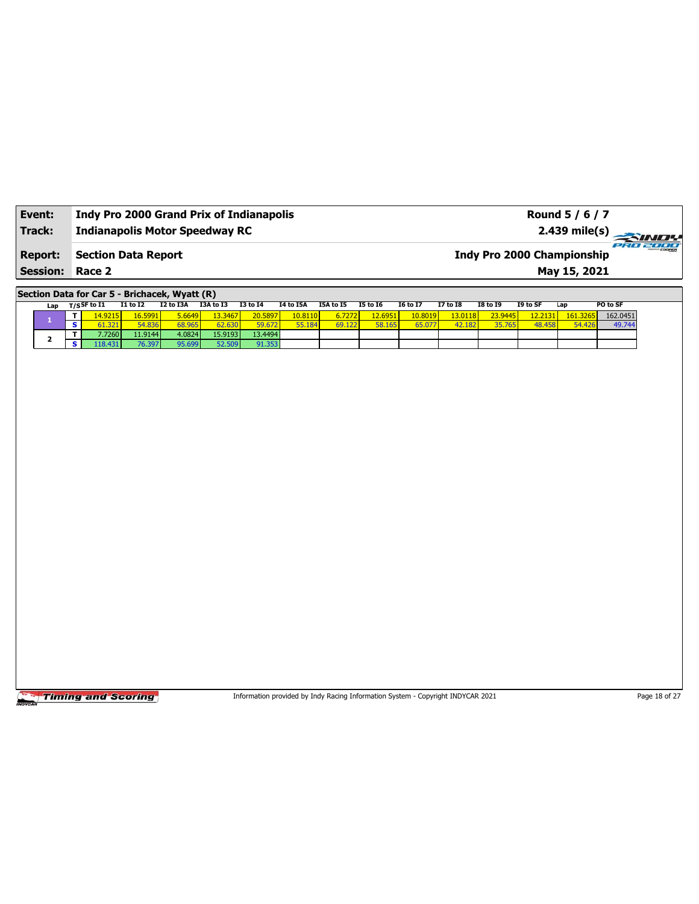| Event: | Indy Pro 2000 Grand Prix of Indianapolis | Round 5 / 6 / 7 |
|---|---|---|
| Track: | Indianapolis Motor Speedway RC | 2.439 mile(s) |
| Report: | Section Data Report | Indy Pro 2000 Championship |
| Session: | Race 2 | May 15, 2021 |

## Section Data for Car 5 - Brichacek, Wyatt (R)

| Lap | T/S | SF to I1 | I1 to I2 | I2 to I3A | I3A to I3 | I3 to I4 | I4 to I5A | I5A to I5 | I5 to I6 | I6 to I7 | I7 to I8 | I8 to I9 | I9 to SF | Lap | PO to SF |
|---|---|---|---|---|---|---|---|---|---|---|---|---|---|---|---|
| 1 | T | 14.9215 | 16.5991 | 5.6649 | 13.3467 | 20.5897 | 10.8110 | 6.7272 | 12.6951 | 10.8019 | 13.0118 | 23.9445 | 12.2131 | 161.3265 | 162.0451 |
| | S | 61.321 | 54.836 | 68.965 | 62.630 | 59.672 | 55.184 | 69.122 | 58.165 | 65.077 | 42.182 | 35.765 | 48.458 | 54.426 | 49.744 |
| 2 | T | 7.7260 | 11.9144 | 4.0824 | 15.9193 | 13.4494 | | | | | | | | | |
| | S | 118.431 | 76.397 | 95.699 | 52.509 | 91.353 | | | | | | | | | |

Information provided by Indy Racing Information System - Copyright INDYCAR 2021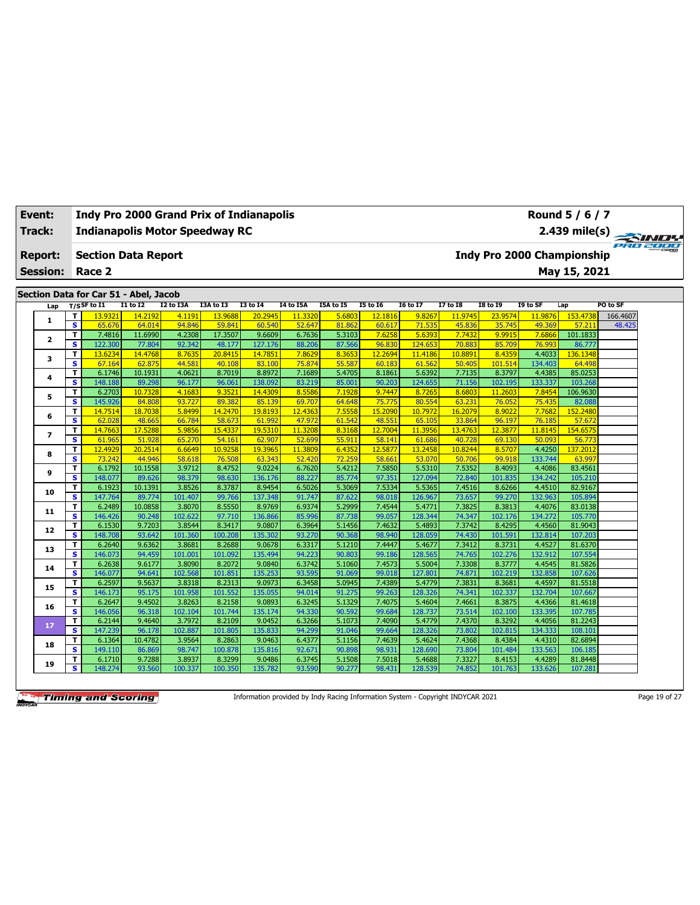| **Event:** | **Indy Pro 2000 Grand Prix of Indianapolis** | **Round 5 / 6 / 7** |
|---|---|---|
| **Track:** | **Indianapolis Motor Speedway RC** | **2.439 mile(s)** |
| **Report:** | **Section Data Report** | **Indy Pro 2000 Championship** |
| **Session:** | **Race 2** | **May 15, 2021** |

**Section Data for Car 51 - Abel, Jacob**

| Lap | T/S | SF to I1 | I1 to I2 | I2 to I3A | I3A to I3 | I3 to I4 | I4 to I5A | I5A to I5 | I5 to I6 | I6 to I7 | I7 to I8 | I8 to I9 | I9 to SF | Lap | PO to SF |
|---|---|---|---|---|---|---|---|---|---|---|---|---|---|---|---|
| 1 | T | 13.9321 | 14.2192 | 4.1191 | 13.9688 | 20.2945 | 11.3320 | 5.6803 | 12.1816 | 9.8267 | 11.9745 | 23.9574 | 11.9876 | 153.4738 | 166.4607 |
| | S | 65.676 | 64.014 | 94.846 | 59.841 | 60.540 | 52.647 | 81.862 | 60.617 | 71.535 | 45.836 | 35.745 | 49.369 | 57.211 | 48.425 |
| 2 | T | 7.4816 | 11.6990 | 4.2308 | 17.3507 | 9.6609 | 6.7636 | 5.3103 | 7.6258 | 5.6393 | 7.7432 | 9.9915 | 7.6866 | 101.1833 | |
| | S | 122.300 | 77.804 | 92.342 | 48.177 | 127.176 | 88.206 | 87.566 | 96.830 | 124.653 | 70.883 | 85.709 | 76.993 | 86.777 | |
| 3 | T | 13.6234 | 14.4768 | 8.7635 | 20.8415 | 14.7851 | 7.8629 | 8.3653 | 12.2694 | 11.4186 | 10.8891 | 8.4359 | 4.4033 | 136.1348 | |
| | S | 67.164 | 62.875 | 44.581 | 40.108 | 83.100 | 75.874 | 55.587 | 60.183 | 61.562 | 50.405 | 101.514 | 134.403 | 64.498 | |
| 4 | T | 6.1746 | 10.1931 | 4.0621 | 8.7019 | 8.8972 | 7.1689 | 5.4705 | 8.1861 | 5.6392 | 7.7135 | 8.3797 | 4.4385 | 85.0253 | |
| | S | 148.188 | 89.298 | 96.177 | 96.061 | 138.092 | 83.219 | 85.001 | 90.203 | 124.655 | 71.156 | 102.195 | 133.337 | 103.268 | |
| 5 | T | 6.2703 | 10.7328 | 4.1683 | 9.3521 | 14.4309 | 8.5586 | 7.1928 | 9.7447 | 8.7265 | 8.6803 | 11.2603 | 7.8454 | 106.9630 | |
| | S | 145.926 | 84.808 | 93.727 | 89.382 | 85.139 | 69.707 | 64.648 | 75.775 | 80.554 | 63.231 | 76.052 | 75.435 | 82.088 | |
| 6 | T | 14.7514 | 18.7038 | 5.8499 | 14.2470 | 19.8193 | 12.4363 | 7.5558 | 15.2090 | 10.7972 | 16.2079 | 8.9022 | 7.7682 | 152.2480 | |
| | S | 62.028 | 48.665 | 66.784 | 58.673 | 61.992 | 47.972 | 61.542 | 48.551 | 65.105 | 33.864 | 96.197 | 76.185 | 57.672 | |
| 7 | T | 14.7663 | 17.5288 | 5.9856 | 15.4337 | 19.5310 | 11.3208 | 8.3168 | 12.7004 | 11.3956 | 13.4763 | 12.3877 | 11.8145 | 154.6575 | |
| | S | 61.965 | 51.928 | 65.270 | 54.161 | 62.907 | 52.699 | 55.911 | 58.141 | 61.686 | 40.728 | 69.130 | 50.093 | 56.773 | |
| 8 | T | 12.4929 | 20.2514 | 6.6649 | 10.9258 | 19.3965 | 11.3809 | 6.4352 | 12.5877 | 13.2458 | 10.8244 | 8.5707 | 4.4250 | 137.2012 | |
| | S | 73.242 | 44.946 | 58.618 | 76.508 | 63.343 | 52.420 | 72.259 | 58.661 | 53.070 | 50.706 | 99.918 | 133.744 | 63.997 | |
| 9 | T | 6.1792 | 10.1558 | 3.9712 | 8.4752 | 9.0224 | 6.7620 | 5.4212 | 7.5850 | 5.5310 | 7.5352 | 8.4093 | 4.4086 | 83.4561 | |
| | S | 148.077 | 89.626 | 98.379 | 98.630 | 136.176 | 88.227 | 85.774 | 97.351 | 127.094 | 72.840 | 101.835 | 134.242 | 105.210 | |
| 10 | T | 6.1923 | 10.1391 | 3.8526 | 8.3787 | 8.9454 | 6.5026 | 5.3069 | 7.5334 | 5.5365 | 7.4516 | 8.6266 | 4.4510 | 82.9167 | |
| | S | 147.764 | 89.774 | 101.407 | 99.766 | 137.348 | 91.747 | 87.622 | 98.018 | 126.967 | 73.657 | 99.270 | 132.963 | 105.894 | |
| 11 | T | 6.2489 | 10.0858 | 3.8070 | 8.5550 | 8.9769 | 6.9374 | 5.2999 | 7.4544 | 5.4771 | 7.3825 | 8.3813 | 4.4076 | 83.0138 | |
| | S | 146.426 | 90.248 | 102.622 | 97.710 | 136.866 | 85.996 | 87.738 | 99.057 | 128.344 | 74.347 | 102.176 | 134.272 | 105.770 | |
| 12 | T | 6.1530 | 9.7203 | 3.8544 | 8.3417 | 9.0807 | 6.3964 | 5.1456 | 7.4632 | 5.4893 | 7.3742 | 8.4295 | 4.4560 | 81.9043 | |
| | S | 148.708 | 93.642 | 101.360 | 100.208 | 135.302 | 93.270 | 90.368 | 98.940 | 128.059 | 74.430 | 101.591 | 132.814 | 107.203 | |
| 13 | T | 6.2640 | 9.6362 | 3.8681 | 8.2688 | 9.0678 | 6.3317 | 5.1210 | 7.4447 | 5.4677 | 7.3412 | 8.3731 | 4.4527 | 81.6370 | |
| | S | 146.073 | 94.459 | 101.001 | 101.092 | 135.494 | 94.223 | 90.803 | 99.186 | 128.565 | 74.765 | 102.276 | 132.912 | 107.554 | |
| 14 | T | 6.2638 | 9.6177 | 3.8090 | 8.2072 | 9.0840 | 6.3742 | 5.1060 | 7.4573 | 5.5004 | 7.3308 | 8.3777 | 4.4545 | 81.5826 | |
| | S | 146.077 | 94.641 | 102.568 | 101.851 | 135.253 | 93.595 | 91.069 | 99.018 | 127.801 | 74.871 | 102.219 | 132.858 | 107.626 | |
| 15 | T | 6.2597 | 9.5637 | 3.8318 | 8.2313 | 9.0973 | 6.3458 | 5.0945 | 7.4389 | 5.4779 | 7.3831 | 8.3681 | 4.4597 | 81.5518 | |
| | S | 146.173 | 95.175 | 101.958 | 101.552 | 135.055 | 94.014 | 91.275 | 99.263 | 128.326 | 74.341 | 102.337 | 132.704 | 107.667 | |
| 16 | T | 6.2647 | 9.4502 | 3.8263 | 8.2158 | 9.0893 | 6.3245 | 5.1329 | 7.4075 | 5.4604 | 7.4661 | 8.3875 | 4.4366 | 81.4618 | |
| | S | 146.056 | 96.318 | 102.104 | 101.744 | 135.174 | 94.330 | 90.592 | 99.684 | 128.737 | 73.514 | 102.100 | 133.395 | 107.785 | |
| 17 | T | 6.2144 | 9.4640 | 3.7972 | 8.2109 | 9.0452 | 6.3266 | 5.1073 | 7.4090 | 5.4779 | 7.4370 | 8.3292 | 4.4056 | 81.2243 | |
| | S | 147.239 | 96.178 | 102.887 | 101.805 | 135.833 | 94.299 | 91.046 | 99.664 | 128.326 | 73.802 | 102.815 | 134.333 | 108.101 | |
| 18 | T | 6.1364 | 10.4782 | 3.9564 | 8.2863 | 9.0463 | 6.4377 | 5.1156 | 7.4639 | 5.4624 | 7.4368 | 8.4384 | 4.4310 | 82.6894 | |
| | S | 149.110 | 86.869 | 98.747 | 100.878 | 135.816 | 92.671 | 90.898 | 98.931 | 128.690 | 73.804 | 101.484 | 133.563 | 106.185 | |
| 19 | T | 6.1710 | 9.7288 | 3.8937 | 8.3299 | 9.0486 | 6.3745 | 5.1508 | 7.5018 | 5.4688 | 7.3327 | 8.4153 | 4.4289 | 81.8448 | |
| | S | 148.274 | 93.560 | 100.337 | 100.350 | 135.782 | 93.590 | 90.277 | 98.431 | 128.539 | 74.852 | 101.763 | 133.626 | 107.281 | |

Information provided by Indy Racing Information System - Copyright INDYCAR 2021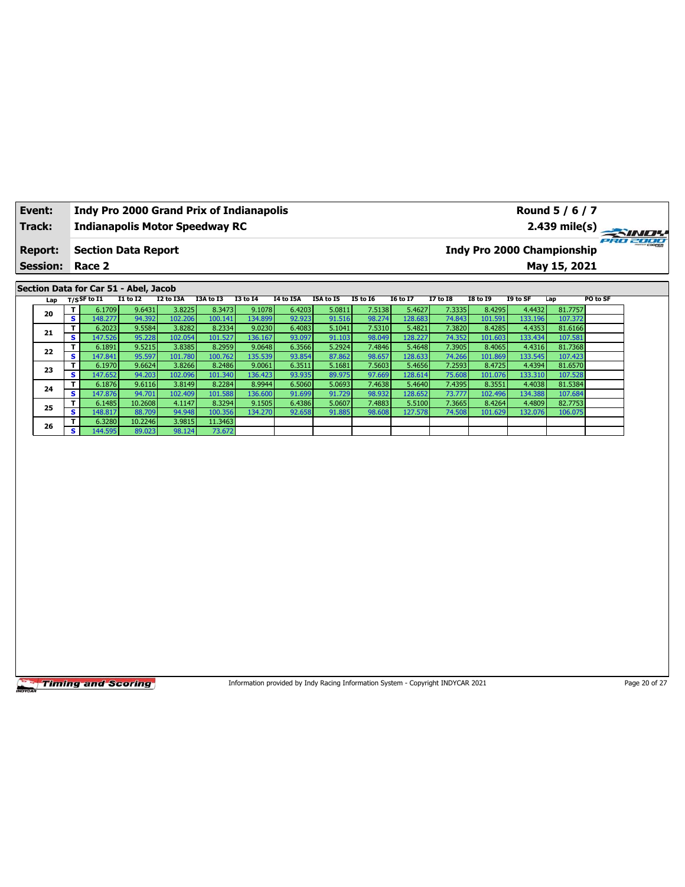| **Event:** | **Indy Pro 2000 Grand Prix of Indianapolis** | **Round 5 / 6 / 7** |
|---|---|---|
| **Track:** | **Indianapolis Motor Speedway RC** | **2.439 mile(s)** |
| **Report:** | **Section Data Report** | **Indy Pro 2000 Championship** |
| **Session:** | **Race 2** | **May 15, 2021** |

**Section Data for Car 51 - Abel, Jacob**

| Lap | T/S | SF to I1 | I1 to I2 | I2 to I3A | I3A to I3 | I3 to I4 | I4 to I5A | I5A to I5 | I5 to I6 | I6 to I7 | I7 to I8 | I8 to I9 | I9 to SF | Lap | PO to SF |
|---|---|---|---|---|---|---|---|---|---|---|---|---|---|---|---|
| 20 | T | 6.1709 | 9.6431 | 3.8225 | 8.3473 | 9.1078 | 6.4203 | 5.0811 | 7.5138 | 5.4627 | 7.3335 | 8.4295 | 4.4432 | 81.7757 | |
| | S | 148.277 | 94.392 | 102.206 | 100.141 | 134.899 | 92.923 | 91.516 | 98.274 | 128.683 | 74.843 | 101.591 | 133.196 | 107.372 | |
| 21 | T | 6.2023 | 9.5584 | 3.8282 | 8.2334 | 9.0230 | 6.4083 | 5.1041 | 7.5310 | 5.4821 | 7.3820 | 8.4285 | 4.4353 | 81.6166 | |
| | S | 147.526 | 95.228 | 102.054 | 101.527 | 136.167 | 93.097 | 91.103 | 98.049 | 128.227 | 74.352 | 101.603 | 133.434 | 107.581 | |
| 22 | T | 6.1891 | 9.5215 | 3.8385 | 8.2959 | 9.0648 | 6.3566 | 5.2924 | 7.4846 | 5.4648 | 7.3905 | 8.4065 | 4.4316 | 81.7368 | |
| | S | 147.841 | 95.597 | 101.780 | 100.762 | 135.539 | 93.854 | 87.862 | 98.657 | 128.633 | 74.266 | 101.869 | 133.545 | 107.423 | |
| 23 | T | 6.1970 | 9.6624 | 3.8266 | 8.2486 | 9.0061 | 6.3511 | 5.1681 | 7.5603 | 5.4656 | 7.2593 | 8.4725 | 4.4394 | 81.6570 | |
| | S | 147.652 | 94.203 | 102.096 | 101.340 | 136.423 | 93.935 | 89.975 | 97.669 | 128.614 | 75.608 | 101.076 | 133.310 | 107.528 | |
| 24 | T | 6.1876 | 9.6116 | 3.8149 | 8.2284 | 8.9944 | 6.5060 | 5.0693 | 7.4638 | 5.4640 | 7.4395 | 8.3551 | 4.4038 | 81.5384 | |
| | S | 147.876 | 94.701 | 102.409 | 101.588 | 136.600 | 91.699 | 91.729 | 98.932 | 128.652 | 73.777 | 102.496 | 134.388 | 107.684 | |
| 25 | T | 6.1485 | 10.2608 | 4.1147 | 8.3294 | 9.1505 | 6.4386 | 5.0607 | 7.4883 | 5.5100 | 7.3665 | 8.4264 | 4.4809 | 82.7753 | |
| | S | 148.817 | 88.709 | 94.948 | 100.356 | 134.270 | 92.658 | 91.885 | 98.608 | 127.578 | 74.508 | 101.629 | 132.076 | 106.075 | |
| 26 | T | 6.3280 | 10.2246 | 3.9815 | 11.3463 | | | | | | | | | | |
| | S | 144.595 | 89.023 | 98.124 | 73.672 | | | | | | | | | | |

Information provided by Indy Racing Information System - Copyright INDYCAR 2021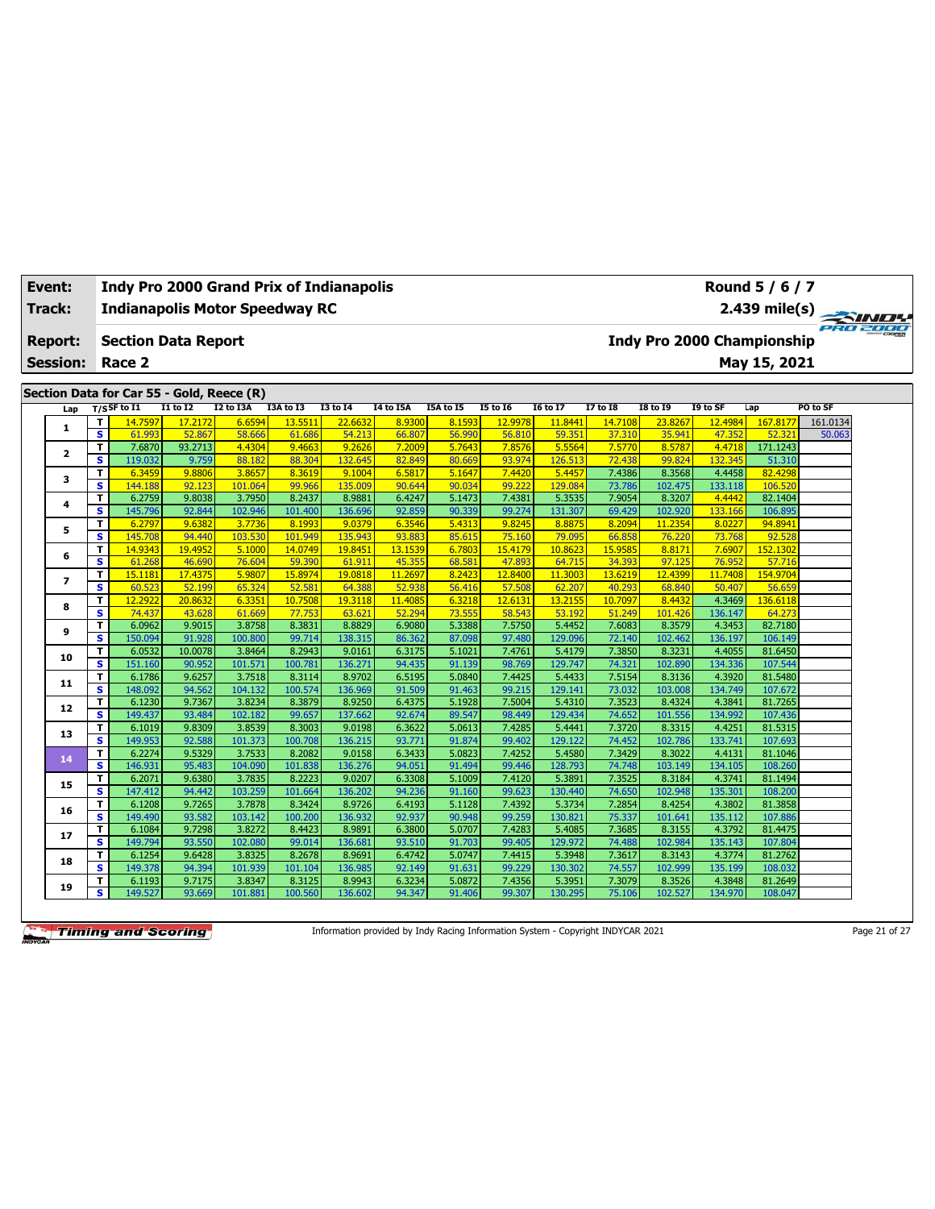| **Event:** | **Indy Pro 2000 Grand Prix of Indianapolis** | **Round 5 / 6 / 7** |
|---|---|---|
| **Track:** | **Indianapolis Motor Speedway RC** | **2.439 mile(s)** |
| **Report:** | **Section Data Report** | **Indy Pro 2000 Championship** |
| **Session:** | **Race 2** | **May 15, 2021** |

## Section Data for Car 55 - Gold, Reece (R)

| Lap | T/S | SF to I1 | I1 to I2 | I2 to I3A | I3A to I3 | I3 to I4 | I4 to I5A | I5A to I5 | I5 to I6 | I6 to I7 | I7 to I8 | I8 to I9 | I9 to SF | Lap | PO to SF |
|---|---|---|---|---|---|---|---|---|---|---|---|---|---|---|---|
| 1 | T | 14.7597 | 17.2172 | 6.6594 | 13.5511 | 22.6632 | 8.9300 | 8.1593 | 12.9978 | 11.8441 | 14.7108 | 23.8267 | 12.4984 | 167.8177 | 161.0134 |
| | S | 61.993 | 52.867 | 58.666 | 61.686 | 54.213 | 66.807 | 56.990 | 56.810 | 59.351 | 37.310 | 35.941 | 47.352 | 52.321 | 50.063 |
| 2 | T | 7.6870 | 93.2713 | 4.4304 | 9.4663 | 9.2626 | 7.2009 | 5.7643 | 7.8576 | 5.5564 | 7.5770 | 8.5787 | 4.4718 | 171.1243 | |
| | S | 119.032 | 9.759 | 88.182 | 88.304 | 132.645 | 82.849 | 80.669 | 93.974 | 126.513 | 72.438 | 99.824 | 132.345 | 51.310 | |
| 3 | T | 6.3459 | 9.8806 | 3.8657 | 8.3619 | 9.1004 | 6.5817 | 5.1647 | 7.4420 | 5.4457 | 7.4386 | 8.3568 | 4.4458 | 82.4298 | |
| | S | 144.188 | 92.123 | 101.064 | 99.966 | 135.009 | 90.644 | 90.034 | 99.222 | 129.084 | 73.786 | 102.475 | 133.118 | 106.520 | |
| 4 | T | 6.2759 | 9.8038 | 3.7950 | 8.2437 | 8.9881 | 6.4247 | 5.1473 | 7.4381 | 5.3535 | 7.9054 | 8.3207 | 4.4442 | 82.1404 | |
| | S | 145.796 | 92.844 | 102.946 | 101.400 | 136.696 | 92.859 | 90.339 | 99.274 | 131.307 | 69.429 | 102.920 | 133.166 | 106.895 | |
| 5 | T | 6.2797 | 9.6382 | 3.7736 | 8.1993 | 9.0379 | 6.3546 | 5.4313 | 9.8245 | 8.8875 | 8.2094 | 11.2354 | 8.0227 | 94.8941 | |
| | S | 145.708 | 94.440 | 103.530 | 101.949 | 135.943 | 93.883 | 85.615 | 75.160 | 79.095 | 66.858 | 76.220 | 73.768 | 92.528 | |
| 6 | T | 14.9343 | 19.4952 | 5.1000 | 14.0749 | 19.8451 | 13.1539 | 6.7803 | 15.4179 | 10.8623 | 15.9585 | 8.8171 | 7.6907 | 152.1302 | |
| | S | 61.268 | 46.690 | 76.604 | 59.390 | 61.911 | 45.355 | 68.581 | 47.893 | 64.715 | 34.393 | 97.125 | 76.952 | 57.716 | |
| 7 | T | 15.1181 | 17.4375 | 5.9807 | 15.8974 | 19.0818 | 11.2697 | 8.2423 | 12.8400 | 11.3003 | 13.6219 | 12.4399 | 11.7408 | 154.9704 | |
| | S | 60.523 | 52.199 | 65.324 | 52.581 | 64.388 | 52.938 | 56.416 | 57.508 | 62.207 | 40.293 | 68.840 | 50.407 | 56.659 | |
| 8 | T | 12.2922 | 20.8632 | 6.3351 | 10.7508 | 19.3118 | 11.4085 | 6.3218 | 12.6131 | 13.2155 | 10.7097 | 8.4432 | 4.3469 | 136.6118 | |
| | S | 74.437 | 43.628 | 61.669 | 77.753 | 63.621 | 52.294 | 73.555 | 58.543 | 53.192 | 51.249 | 101.426 | 136.147 | 64.273 | |
| 9 | T | 6.0962 | 9.9015 | 3.8758 | 8.3831 | 8.8829 | 6.9080 | 5.3388 | 7.5750 | 5.4452 | 7.6083 | 8.3579 | 4.3453 | 82.7180 | |
| | S | 150.094 | 91.928 | 100.800 | 99.714 | 138.315 | 86.362 | 87.098 | 97.480 | 129.096 | 72.140 | 102.462 | 136.197 | 106.149 | |
| 10 | T | 6.0532 | 10.0078 | 3.8464 | 8.2943 | 9.0161 | 6.3175 | 5.1021 | 7.4761 | 5.4179 | 7.3850 | 8.3231 | 4.4055 | 81.6450 | |
| | S | 151.160 | 90.952 | 101.571 | 100.781 | 136.271 | 94.435 | 91.139 | 98.769 | 129.747 | 74.321 | 102.890 | 134.336 | 107.544 | |
| 11 | T | 6.1786 | 9.6257 | 3.7518 | 8.3114 | 8.9702 | 6.5195 | 5.0840 | 7.4425 | 5.4433 | 7.5154 | 8.3136 | 4.3920 | 81.5480 | |
| | S | 148.092 | 94.562 | 104.132 | 100.574 | 136.969 | 91.509 | 91.463 | 99.215 | 129.141 | 73.032 | 103.008 | 134.749 | 107.672 | |
| 12 | T | 6.1230 | 9.7367 | 3.8234 | 8.3879 | 8.9250 | 6.4375 | 5.1928 | 7.5004 | 5.4310 | 7.3523 | 8.4324 | 4.3841 | 81.7265 | |
| | S | 149.437 | 93.484 | 102.182 | 99.657 | 137.662 | 92.674 | 89.547 | 98.449 | 129.434 | 74.652 | 101.556 | 134.992 | 107.436 | |
| 13 | T | 6.1019 | 9.8309 | 3.8539 | 8.3003 | 9.0198 | 6.3622 | 5.0613 | 7.4285 | 5.4441 | 7.3720 | 8.3315 | 4.4251 | 81.5315 | |
| | S | 149.953 | 92.588 | 101.373 | 100.708 | 136.215 | 93.771 | 91.874 | 99.402 | 129.122 | 74.452 | 102.786 | 133.741 | 107.693 | |
| 14 | T | 6.2274 | 9.5329 | 3.7533 | 8.2082 | 9.0158 | 6.3433 | 5.0823 | 7.4252 | 5.4580 | 7.3429 | 8.3022 | 4.4131 | 81.1046 | |
| | S | 146.931 | 95.483 | 104.090 | 101.838 | 136.276 | 94.051 | 91.494 | 99.446 | 128.793 | 74.748 | 103.149 | 134.105 | 108.260 | |
| 15 | T | 6.2071 | 9.6380 | 3.7835 | 8.2223 | 9.0207 | 6.3308 | 5.1009 | 7.4120 | 5.3891 | 7.3525 | 8.3184 | 4.3741 | 81.1494 | |
| | S | 147.412 | 94.442 | 103.259 | 101.664 | 136.202 | 94.236 | 91.160 | 99.623 | 130.440 | 74.650 | 102.948 | 135.301 | 108.200 | |
| 16 | T | 6.1208 | 9.7265 | 3.7878 | 8.3424 | 8.9726 | 6.4193 | 5.1128 | 7.4392 | 5.3734 | 7.2854 | 8.4254 | 4.3802 | 81.3858 | |
| | S | 149.490 | 93.582 | 103.142 | 100.200 | 136.932 | 92.937 | 90.948 | 99.259 | 130.821 | 75.337 | 101.641 | 135.112 | 107.886 | |
| 17 | T | 6.1084 | 9.7298 | 3.8272 | 8.4423 | 8.9891 | 6.3800 | 5.0707 | 7.4283 | 5.4085 | 7.3685 | 8.3155 | 4.3792 | 81.4475 | |
| | S | 149.794 | 93.550 | 102.080 | 99.014 | 136.681 | 93.510 | 91.703 | 99.405 | 129.972 | 74.488 | 102.984 | 135.143 | 107.804 | |
| 18 | T | 6.1254 | 9.6428 | 3.8325 | 8.2678 | 8.9691 | 6.4742 | 5.0747 | 7.4415 | 5.3948 | 7.3617 | 8.3143 | 4.3774 | 81.2762 | |
| | S | 149.378 | 94.394 | 101.939 | 101.104 | 136.985 | 92.149 | 91.631 | 99.229 | 130.302 | 74.557 | 102.999 | 135.199 | 108.032 | |
| 19 | T | 6.1193 | 9.7175 | 3.8347 | 8.3125 | 8.9943 | 6.3234 | 5.0872 | 7.4356 | 5.3951 | 7.3079 | 8.3526 | 4.3848 | 81.2649 | |
| | S | 149.527 | 93.669 | 101.881 | 100.560 | 136.602 | 94.347 | 91.406 | 99.307 | 130.295 | 75.106 | 102.527 | 134.970 | 108.047 | |

Information provided by Indy Racing Information System - Copyright INDYCAR 2021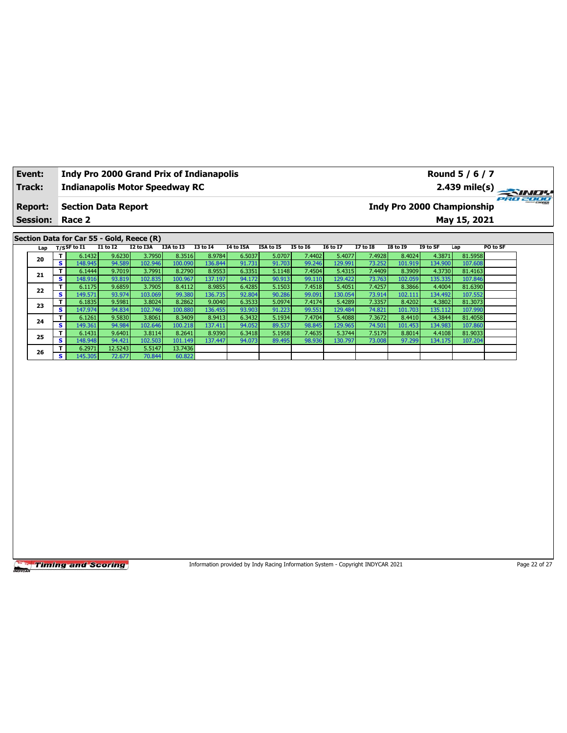**Event:** Indy Pro 2000 Grand Prix of Indianapolis — Round 5 / 6 / 7

**Track:** Indianapolis Motor Speedway RC — 2.439 mile(s)

**Report:** Section Data Report — Indy Pro 2000 Championship

**Session:** Race 2 — May 15, 2021

## Section Data for Car 55 - Gold, Reece (R)

| Lap | T/S | SF to I1 | I1 to I2 | I2 to I3A | I3A to I3 | I3 to I4 | I4 to I5A | I5A to I5 | I5 to I6 | I6 to I7 | I7 to I8 | I8 to I9 | I9 to SF | Lap | PO to SF |
|---|---|---|---|---|---|---|---|---|---|---|---|---|---|---|---|
| 20 | T | 6.1432 | 9.6230 | 3.7950 | 8.3516 | 8.9784 | 6.5037 | 5.0707 | 7.4402 | 5.4077 | 7.4928 | 8.4024 | 4.3871 | 81.5958 | |
| | S | 148.945 | 94.589 | 102.946 | 100.090 | 136.844 | 91.731 | 91.703 | 99.246 | 129.991 | 73.252 | 101.919 | 134.900 | 107.608 | |
| 21 | T | 6.1444 | 9.7019 | 3.7991 | 8.2790 | 8.9553 | 6.3351 | 5.1148 | 7.4504 | 5.4315 | 7.4409 | 8.3909 | 4.3730 | 81.4163 | |
| | S | 148.916 | 93.819 | 102.835 | 100.967 | 137.197 | 94.172 | 90.913 | 99.110 | 129.422 | 73.763 | 102.059 | 135.335 | 107.846 | |
| 22 | T | 6.1175 | 9.6859 | 3.7905 | 8.4112 | 8.9855 | 6.4285 | 5.1503 | 7.4518 | 5.4051 | 7.4257 | 8.3866 | 4.4004 | 81.6390 | |
| | S | 149.571 | 93.974 | 103.069 | 99.380 | 136.735 | 92.804 | 90.286 | 99.091 | 130.054 | 73.914 | 102.111 | 134.492 | 107.552 | |
| 23 | T | 6.1835 | 9.5981 | 3.8024 | 8.2862 | 9.0040 | 6.3533 | 5.0974 | 7.4174 | 5.4289 | 7.3357 | 8.4202 | 4.3802 | 81.3073 | |
| | S | 147.974 | 94.834 | 102.746 | 100.880 | 136.455 | 93.903 | 91.223 | 99.551 | 129.484 | 74.821 | 101.703 | 135.112 | 107.990 | |
| 24 | T | 6.1261 | 9.5830 | 3.8061 | 8.3409 | 8.9413 | 6.3432 | 5.1934 | 7.4704 | 5.4088 | 7.3672 | 8.4410 | 4.3844 | 81.4058 | |
| | S | 149.361 | 94.984 | 102.646 | 100.218 | 137.411 | 94.052 | 89.537 | 98.845 | 129.965 | 74.501 | 101.453 | 134.983 | 107.860 | |
| 25 | T | 6.1431 | 9.6401 | 3.8114 | 8.2641 | 8.9390 | 6.3418 | 5.1958 | 7.4635 | 5.3744 | 7.5179 | 8.8014 | 4.4108 | 81.9033 | |
| | S | 148.948 | 94.421 | 102.503 | 101.149 | 137.447 | 94.073 | 89.495 | 98.936 | 130.797 | 73.008 | 97.299 | 134.175 | 107.204 | |
| 26 | T | 6.2971 | 12.5243 | 5.5147 | 13.7436 | | | | | | | | | | |
| | S | 145.305 | 72.677 | 70.844 | 60.822 | | | | | | | | | | |

Information provided by Indy Racing Information System - Copyright INDYCAR 2021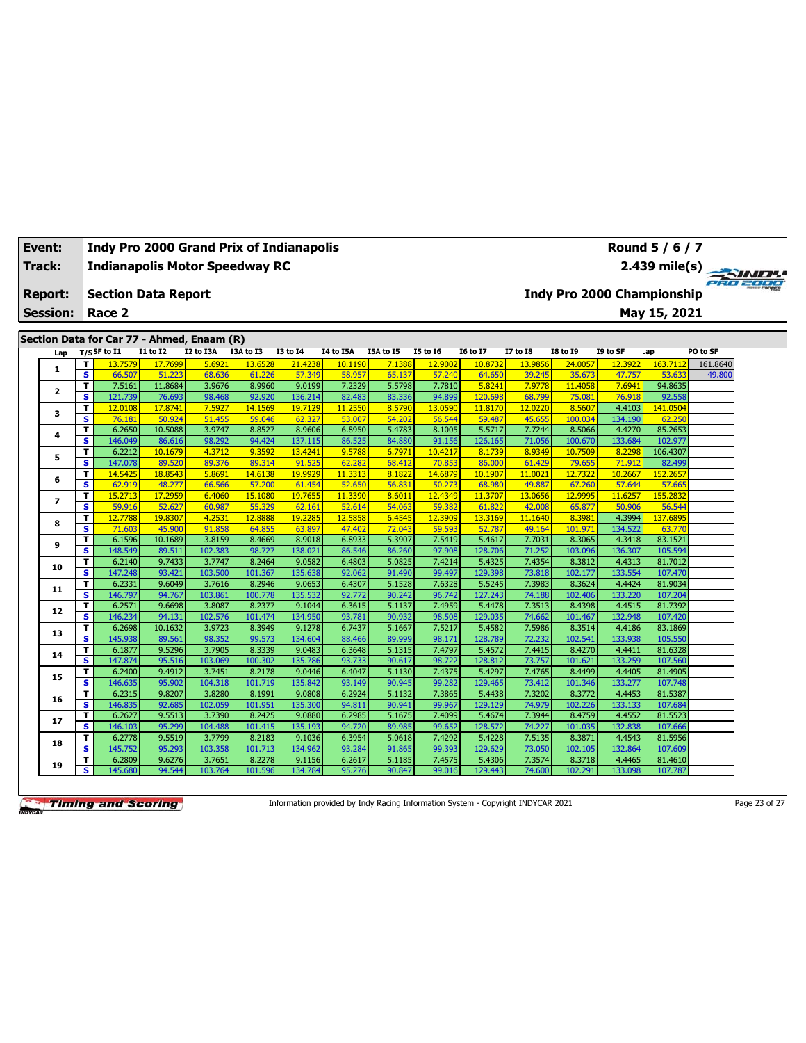| Event: | Indy Pro 2000 Grand Prix of Indianapolis | Round 5 / 6 / 7 |
|---|---|---|
| Track: | Indianapolis Motor Speedway RC | 2.439 mile(s) |
| Report: | Section Data Report | Indy Pro 2000 Championship |
| Session: | Race 2 | May 15, 2021 |

## Section Data for Car 77 - Ahmed, Enaam (R)

| Lap | T/S | SF to I1 | I1 to I2 | I2 to I3A | I3A to I3 | I3 to I4 | I4 to I5A | I5A to I5 | I5 to I6 | I6 to I7 | I7 to I8 | I8 to I9 | I9 to SF | Lap | PO to SF |
|---|---|---|---|---|---|---|---|---|---|---|---|---|---|---|---|
| 1 | T | 13.7579 | 17.7699 | 5.6921 | 13.6528 | 21.4238 | 10.1190 | 7.1388 | 12.9002 | 10.8732 | 13.9856 | 24.0057 | 12.3922 | 163.7112 | 161.8640 |
|  | S | 66.507 | 51.223 | 68.636 | 61.226 | 57.349 | 58.957 | 65.137 | 57.240 | 64.650 | 39.245 | 35.673 | 47.757 | 53.633 | 49.800 |
| 2 | T | 7.5161 | 11.8684 | 3.9676 | 8.9960 | 9.0199 | 7.2329 | 5.5798 | 7.7810 | 5.8241 | 7.9778 | 11.4058 | 7.6941 | 94.8635 |  |
|  | S | 121.739 | 76.693 | 98.468 | 92.920 | 136.214 | 82.483 | 83.336 | 94.899 | 120.698 | 68.799 | 75.081 | 76.918 | 92.558 |  |
| 3 | T | 12.0108 | 17.8741 | 7.5927 | 14.1569 | 19.7129 | 11.2550 | 8.5790 | 13.0590 | 11.8170 | 12.0220 | 8.5607 | 4.4103 | 141.0504 |  |
|  | S | 76.181 | 50.924 | 51.455 | 59.046 | 62.327 | 53.007 | 54.202 | 56.544 | 59.487 | 45.655 | 100.034 | 134.190 | 62.250 |  |
| 4 | T | 6.2650 | 10.5088 | 3.9747 | 8.8527 | 8.9606 | 6.8950 | 5.4783 | 8.1005 | 5.5717 | 7.7244 | 8.5066 | 4.4270 | 85.2653 |  |
|  | S | 146.049 | 86.616 | 98.292 | 94.424 | 137.115 | 86.525 | 84.880 | 91.156 | 126.165 | 71.056 | 100.670 | 133.684 | 102.977 |  |
| 5 | T | 6.2212 | 10.1679 | 4.3712 | 9.3592 | 13.4241 | 9.5788 | 6.7971 | 10.4217 | 8.1739 | 8.9349 | 10.7509 | 8.2298 | 106.4307 |  |
|  | S | 147.078 | 89.520 | 89.376 | 89.314 | 91.525 | 62.282 | 68.412 | 70.853 | 86.000 | 61.429 | 79.655 | 71.912 | 82.499 |  |
| 6 | T | 14.5425 | 18.8543 | 5.8691 | 14.6138 | 19.9929 | 11.3313 | 8.1822 | 14.6879 | 10.1907 | 11.0021 | 12.7322 | 10.2667 | 152.2657 |  |
|  | S | 62.919 | 48.277 | 66.566 | 57.200 | 61.454 | 52.650 | 56.831 | 50.273 | 68.980 | 49.887 | 67.260 | 57.644 | 57.665 |  |
| 7 | T | 15.2713 | 17.2959 | 6.4060 | 15.1080 | 19.7655 | 11.3390 | 8.6011 | 12.4349 | 11.3707 | 13.0656 | 12.9995 | 11.6257 | 155.2832 |  |
|  | S | 59.916 | 52.627 | 60.987 | 55.329 | 62.161 | 52.614 | 54.063 | 59.382 | 61.822 | 42.008 | 65.877 | 50.906 | 56.544 |  |
| 8 | T | 12.7788 | 19.8307 | 4.2531 | 12.8888 | 19.2285 | 12.5858 | 6.4545 | 12.3909 | 13.3169 | 11.1640 | 8.3981 | 4.3994 | 137.6895 |  |
|  | S | 71.603 | 45.900 | 91.858 | 64.855 | 63.897 | 47.402 | 72.043 | 59.593 | 52.787 | 49.164 | 101.971 | 134.522 | 63.770 |  |
| 9 | T | 6.1596 | 10.1689 | 3.8159 | 8.4669 | 8.9018 | 6.8933 | 5.3907 | 7.5419 | 5.4617 | 7.7031 | 8.3065 | 4.3418 | 83.1521 |  |
|  | S | 148.549 | 89.511 | 102.383 | 98.727 | 138.021 | 86.546 | 86.260 | 97.908 | 128.706 | 71.252 | 103.096 | 136.307 | 105.594 |  |
| 10 | T | 6.2140 | 9.7433 | 3.7747 | 8.2464 | 9.0582 | 6.4803 | 5.0825 | 7.4214 | 5.4325 | 7.4354 | 8.3812 | 4.4313 | 81.7012 |  |
|  | S | 147.248 | 93.421 | 103.500 | 101.367 | 135.638 | 92.062 | 91.490 | 99.497 | 129.398 | 73.818 | 102.177 | 133.554 | 107.470 |  |
| 11 | T | 6.2331 | 9.6049 | 3.7616 | 8.2946 | 9.0653 | 6.4307 | 5.1528 | 7.6328 | 5.5245 | 7.3983 | 8.3624 | 4.4424 | 81.9034 |  |
|  | S | 146.797 | 94.767 | 103.861 | 100.778 | 135.532 | 92.772 | 90.242 | 96.742 | 127.243 | 74.188 | 102.406 | 133.220 | 107.204 |  |
| 12 | T | 6.2571 | 9.6698 | 3.8087 | 8.2377 | 9.1044 | 6.3615 | 5.1137 | 7.4959 | 5.4478 | 7.3513 | 8.4398 | 4.4515 | 81.7392 |  |
|  | S | 146.234 | 94.131 | 102.576 | 101.474 | 134.950 | 93.781 | 90.932 | 98.508 | 129.035 | 74.662 | 101.467 | 132.948 | 107.420 |  |
| 13 | T | 6.2698 | 10.1632 | 3.9723 | 8.3949 | 9.1278 | 6.7437 | 5.1667 | 7.5217 | 5.4582 | 7.5986 | 8.3514 | 4.4186 | 83.1869 |  |
|  | S | 145.938 | 89.561 | 98.352 | 99.573 | 134.604 | 88.466 | 89.999 | 98.171 | 128.789 | 72.232 | 102.541 | 133.938 | 105.550 |  |
| 14 | T | 6.1877 | 9.5296 | 3.7905 | 8.3339 | 9.0483 | 6.3648 | 5.1315 | 7.4797 | 5.4572 | 7.4415 | 8.4270 | 4.4411 | 81.6328 |  |
|  | S | 147.874 | 95.516 | 103.069 | 100.302 | 135.786 | 93.733 | 90.617 | 98.722 | 128.812 | 73.757 | 101.621 | 133.259 | 107.560 |  |
| 15 | T | 6.2400 | 9.4912 | 3.7451 | 8.2178 | 9.0446 | 6.4047 | 5.1130 | 7.4375 | 5.4297 | 7.4765 | 8.4499 | 4.4405 | 81.4905 |  |
|  | S | 146.635 | 95.902 | 104.318 | 101.719 | 135.842 | 93.149 | 90.945 | 99.282 | 129.465 | 73.412 | 101.346 | 133.277 | 107.748 |  |
| 16 | T | 6.2315 | 9.8207 | 3.8280 | 8.1991 | 9.0808 | 6.2924 | 5.1132 | 7.3865 | 5.4438 | 7.3202 | 8.3772 | 4.4453 | 81.5387 |  |
|  | S | 146.835 | 92.685 | 102.059 | 101.951 | 135.300 | 94.811 | 90.941 | 99.967 | 129.129 | 74.979 | 102.226 | 133.133 | 107.684 |  |
| 17 | T | 6.2627 | 9.5513 | 3.7390 | 8.2425 | 9.0880 | 6.2985 | 5.1675 | 7.4099 | 5.4674 | 7.3944 | 8.4759 | 4.4552 | 81.5523 |  |
|  | S | 146.103 | 95.299 | 104.488 | 101.415 | 135.193 | 94.720 | 89.985 | 99.652 | 128.572 | 74.227 | 101.035 | 132.838 | 107.666 |  |
| 18 | T | 6.2778 | 9.5519 | 3.7799 | 8.2183 | 9.1036 | 6.3954 | 5.0618 | 7.4292 | 5.4228 | 7.5135 | 8.3871 | 4.4543 | 81.5956 |  |
|  | S | 145.752 | 95.293 | 103.358 | 101.713 | 134.962 | 93.284 | 91.865 | 99.393 | 129.629 | 73.050 | 102.105 | 132.864 | 107.609 |  |
| 19 | T | 6.2809 | 9.6276 | 3.7651 | 8.2278 | 9.1156 | 6.2617 | 5.1185 | 7.4575 | 5.4306 | 7.3574 | 8.3718 | 4.4465 | 81.4610 |  |
|  | S | 145.680 | 94.544 | 103.764 | 101.596 | 134.784 | 95.276 | 90.847 | 99.016 | 129.443 | 74.600 | 102.291 | 133.098 | 107.787 |  |

Information provided by Indy Racing Information System - Copyright INDYCAR 2021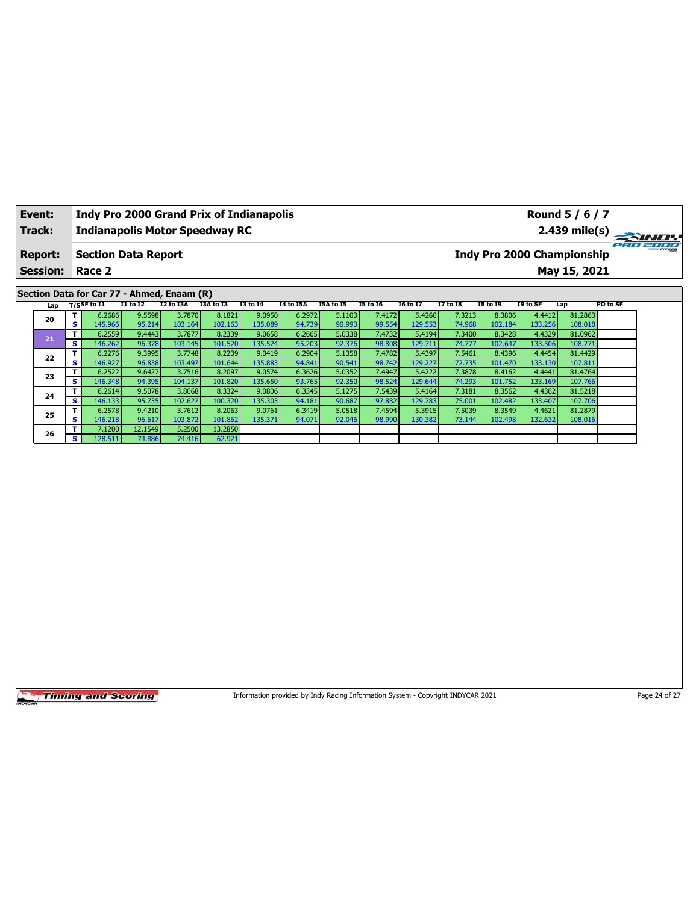| Event: | Indy Pro 2000 Grand Prix of Indianapolis | Round 5 / 6 / 7 |
|---|---|---|
| Track: | Indianapolis Motor Speedway RC | 2.439 mile(s) |
| Report: | Section Data Report | Indy Pro 2000 Championship |
| Session: | Race 2 | May 15, 2021 |

## Section Data for Car 77 - Ahmed, Enaam (R)

| Lap | T/S | SF to I1 | I1 to I2 | I2 to I3A | I3A to I3 | I3 to I4 | I4 to I5A | I5A to I5 | I5 to I6 | I6 to I7 | I7 to I8 | I8 to I9 | I9 to SF | Lap | PO to SF |
|---|---|---|---|---|---|---|---|---|---|---|---|---|---|---|---|
| 20 | T | 6.2686 | 9.5598 | 3.7870 | 8.1821 | 9.0950 | 6.2972 | 5.1103 | 7.4172 | 5.4260 | 7.3213 | 8.3806 | 4.4412 | 81.2863 | |
| | S | 145.966 | 95.214 | 103.164 | 102.163 | 135.089 | 94.739 | 90.993 | 99.554 | 129.553 | 74.968 | 102.184 | 133.256 | 108.018 | |
| 21 | T | 6.2559 | 9.4443 | 3.7877 | 8.2339 | 9.0658 | 6.2665 | 5.0338 | 7.4732 | 5.4194 | 7.3400 | 8.3428 | 4.4329 | 81.0962 | |
| | S | 146.262 | 96.378 | 103.145 | 101.520 | 135.524 | 95.203 | 92.376 | 98.808 | 129.711 | 74.777 | 102.647 | 133.506 | 108.271 | |
| 22 | T | 6.2276 | 9.3995 | 3.7748 | 8.2239 | 9.0419 | 6.2904 | 5.1358 | 7.4782 | 5.4397 | 7.5461 | 8.4396 | 4.4454 | 81.4429 | |
| | S | 146.927 | 96.838 | 103.497 | 101.644 | 135.883 | 94.841 | 90.541 | 98.742 | 129.227 | 72.735 | 101.470 | 133.130 | 107.811 | |
| 23 | T | 6.2522 | 9.6427 | 3.7516 | 8.2097 | 9.0574 | 6.3626 | 5.0352 | 7.4947 | 5.4222 | 7.3878 | 8.4162 | 4.4441 | 81.4764 | |
| | S | 146.348 | 94.395 | 104.137 | 101.820 | 135.650 | 93.765 | 92.350 | 98.524 | 129.644 | 74.293 | 101.752 | 133.169 | 107.766 | |
| 24 | T | 6.2614 | 9.5078 | 3.8068 | 8.3324 | 9.0806 | 6.3345 | 5.1275 | 7.5439 | 5.4164 | 7.3181 | 8.3562 | 4.4362 | 81.5218 | |
| | S | 146.133 | 95.735 | 102.627 | 100.320 | 135.303 | 94.181 | 90.687 | 97.882 | 129.783 | 75.001 | 102.482 | 133.407 | 107.706 | |
| 25 | T | 6.2578 | 9.4210 | 3.7612 | 8.2063 | 9.0761 | 6.3419 | 5.0518 | 7.4594 | 5.3915 | 7.5039 | 8.3549 | 4.4621 | 81.2879 | |
| | S | 146.218 | 96.617 | 103.872 | 101.862 | 135.371 | 94.071 | 92.046 | 98.990 | 130.382 | 73.144 | 102.498 | 132.632 | 108.016 | |
| 26 | T | 7.1200 | 12.1549 | 5.2500 | 13.2850 | | | | | | | | | | |
| | S | 128.511 | 74.886 | 74.416 | 62.921 | | | | | | | | | | |

Information provided by Indy Racing Information System - Copyright INDYCAR 2021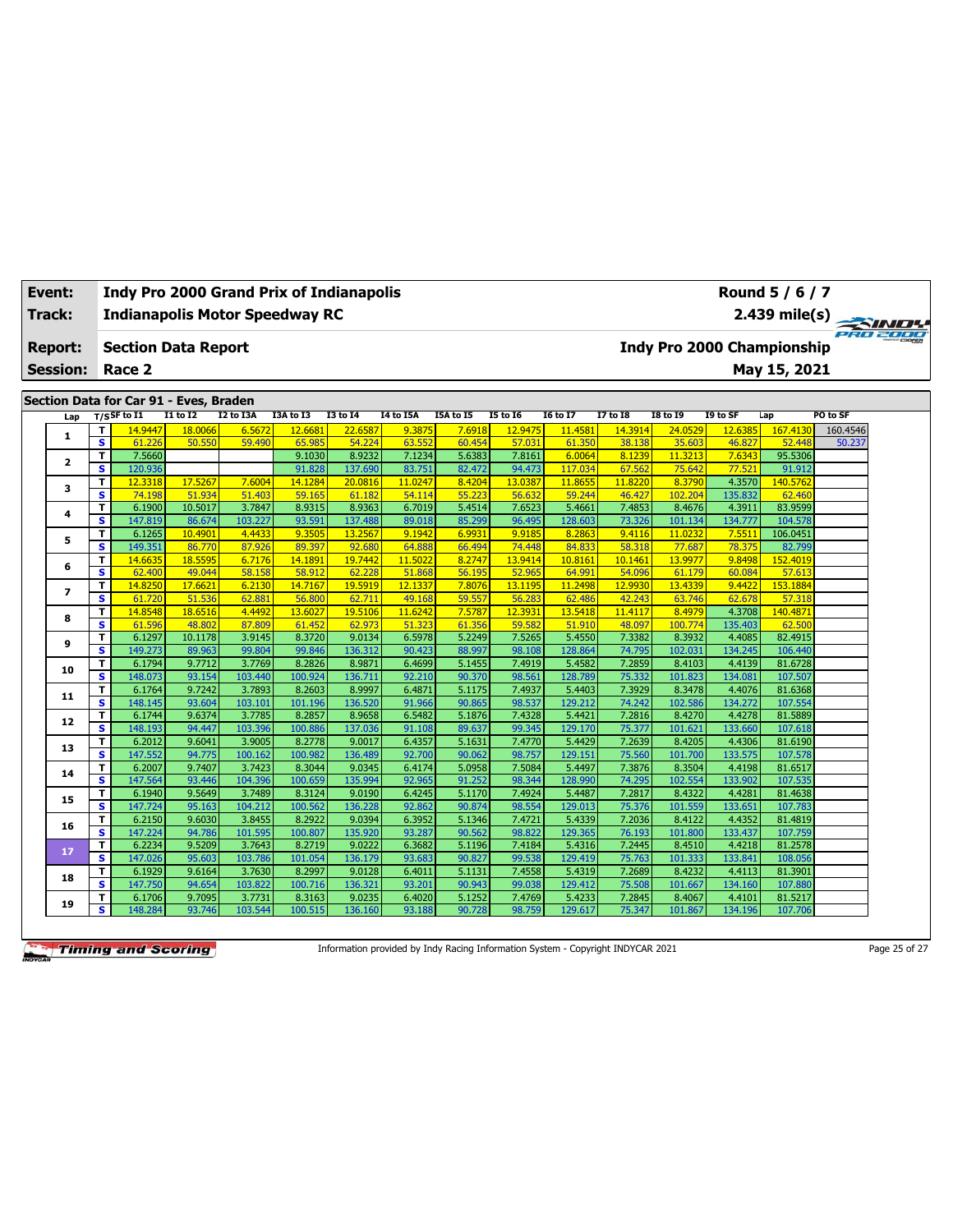| Event: | Indy Pro 2000 Grand Prix of Indianapolis | Round 5 / 6 / 7 |
|---|---|---|
| Track: | Indianapolis Motor Speedway RC | 2.439 mile(s) |
| Report: | Section Data Report | Indy Pro 2000 Championship |
| Session: | Race 2 | May 15, 2021 |

## Section Data for Car 91 - Eves, Braden

| Lap | T/S | SF to I1 | I1 to I2 | I2 to I3A | I3A to I3 | I3 to I4 | I4 to I5A | I5A to I5 | I5 to I6 | I6 to I7 | I7 to I8 | I8 to I9 | I9 to SF | Lap | PO to SF |
|---|---|---|---|---|---|---|---|---|---|---|---|---|---|---|---|
| 1 | T | 14.9447 | 18.0066 | 6.5672 | 12.6681 | 22.6587 | 9.3875 | 7.6918 | 12.9475 | 11.4581 | 14.3914 | 24.0529 | 12.6385 | 167.4130 | 160.4546 |
| | S | 61.226 | 50.550 | 59.490 | 65.985 | 54.224 | 63.552 | 60.454 | 57.031 | 61.350 | 38.138 | 35.603 | 46.827 | 52.448 | 50.237 |
| 2 | T | 7.5660 | | | 9.1030 | 8.9232 | 7.1234 | 5.6383 | 7.8161 | 6.0064 | 8.1239 | 11.3213 | 7.6343 | 95.5306 | |
| | S | 120.936 | | | 91.828 | 137.690 | 83.751 | 82.472 | 94.473 | 117.034 | 67.562 | 75.642 | 77.521 | 91.912 | |
| 3 | T | 12.3318 | 17.5267 | 7.6004 | 14.1284 | 20.0816 | 11.0247 | 8.4204 | 13.0387 | 11.8655 | 11.8220 | 8.3790 | 4.3570 | 140.5762 | |
| | S | 74.198 | 51.934 | 51.403 | 59.165 | 61.182 | 54.114 | 55.223 | 56.632 | 59.244 | 46.427 | 102.204 | 135.832 | 62.460 | |
| 4 | T | 6.1900 | 10.5017 | 3.7847 | 8.9315 | 8.9363 | 6.7019 | 5.4514 | 7.6523 | 5.4661 | 7.4853 | 8.4676 | 4.3911 | 83.9599 | |
| | S | 147.819 | 86.674 | 103.227 | 93.591 | 137.488 | 89.018 | 85.299 | 96.495 | 128.603 | 73.326 | 101.134 | 134.777 | 104.578 | |
| 5 | T | 6.1265 | 10.4901 | 4.4433 | 9.3505 | 13.2567 | 9.1942 | 6.9931 | 9.9185 | 8.2863 | 9.4116 | 11.0232 | 7.5511 | 106.0451 | |
| | S | 149.351 | 86.770 | 87.926 | 89.397 | 92.680 | 64.888 | 66.494 | 74.448 | 84.833 | 58.318 | 77.687 | 78.375 | 82.799 | |
| 6 | T | 14.6635 | 18.5595 | 6.7176 | 14.1891 | 19.7442 | 11.5022 | 8.2747 | 13.9414 | 10.8161 | 10.1461 | 13.9977 | 9.8498 | 152.4019 | |
| | S | 62.400 | 49.044 | 58.158 | 58.912 | 62.228 | 51.868 | 56.195 | 52.965 | 64.991 | 54.096 | 61.179 | 60.084 | 57.613 | |
| 7 | T | 14.8250 | 17.6621 | 6.2130 | 14.7167 | 19.5919 | 12.1337 | 7.8076 | 13.1195 | 11.2498 | 12.9930 | 13.4339 | 9.4422 | 153.1884 | |
| | S | 61.720 | 51.536 | 62.881 | 56.800 | 62.711 | 49.168 | 59.557 | 56.283 | 62.486 | 42.243 | 63.746 | 62.678 | 57.318 | |
| 8 | T | 14.8548 | 18.6516 | 4.4492 | 13.6027 | 19.5106 | 11.6242 | 7.5787 | 12.3931 | 13.5418 | 11.4117 | 8.4979 | 4.3708 | 140.4871 | |
| | S | 61.596 | 48.802 | 87.809 | 61.452 | 62.973 | 51.323 | 61.356 | 59.582 | 51.910 | 48.097 | 100.774 | 135.403 | 62.500 | |
| 9 | T | 6.1297 | 10.1178 | 3.9145 | 8.3720 | 9.0134 | 6.5978 | 5.2249 | 7.5265 | 5.4550 | 7.3382 | 8.3932 | 4.4085 | 82.4915 | |
| | S | 149.273 | 89.963 | 99.804 | 99.846 | 136.312 | 90.423 | 88.997 | 98.108 | 128.864 | 74.795 | 102.031 | 134.245 | 106.440 | |
| 10 | T | 6.1794 | 9.7712 | 3.7769 | 8.2826 | 8.9871 | 6.4699 | 5.1455 | 7.4919 | 5.4582 | 7.2859 | 8.4103 | 4.4139 | 81.6728 | |
| | S | 148.073 | 93.154 | 103.440 | 100.924 | 136.711 | 92.210 | 90.370 | 98.561 | 128.789 | 75.332 | 101.823 | 134.081 | 107.507 | |
| 11 | T | 6.1764 | 9.7242 | 3.7893 | 8.2603 | 8.9997 | 6.4871 | 5.1175 | 7.4937 | 5.4403 | 7.3929 | 8.3478 | 4.4076 | 81.6368 | |
| | S | 148.145 | 93.604 | 103.101 | 101.196 | 136.520 | 91.966 | 90.865 | 98.537 | 129.212 | 74.242 | 102.586 | 134.272 | 107.554 | |
| 12 | T | 6.1744 | 9.6374 | 3.7785 | 8.2857 | 8.9658 | 6.5482 | 5.1876 | 7.4328 | 5.4421 | 7.2816 | 8.4270 | 4.4278 | 81.5889 | |
| | S | 148.193 | 94.447 | 103.396 | 100.886 | 137.036 | 91.108 | 89.637 | 99.345 | 129.170 | 75.377 | 101.621 | 133.660 | 107.618 | |
| 13 | T | 6.2012 | 9.6041 | 3.9005 | 8.2778 | 9.0017 | 6.4357 | 5.1631 | 7.4770 | 5.4429 | 7.2639 | 8.4205 | 4.4306 | 81.6190 | |
| | S | 147.552 | 94.775 | 100.162 | 100.982 | 136.489 | 92.700 | 90.062 | 98.757 | 129.151 | 75.560 | 101.700 | 133.575 | 107.578 | |
| 14 | T | 6.2007 | 9.7407 | 3.7423 | 8.3044 | 9.0345 | 6.4174 | 5.0958 | 7.5084 | 5.4497 | 7.3876 | 8.3504 | 4.4198 | 81.6517 | |
| | S | 147.564 | 93.446 | 104.396 | 100.659 | 135.994 | 92.965 | 91.252 | 98.344 | 128.990 | 74.295 | 102.554 | 133.902 | 107.535 | |
| 15 | T | 6.1940 | 9.5649 | 3.7489 | 8.3124 | 9.0190 | 6.4245 | 5.1170 | 7.4924 | 5.4487 | 7.2817 | 8.4322 | 4.4281 | 81.4638 | |
| | S | 147.724 | 95.163 | 104.212 | 100.562 | 136.228 | 92.862 | 90.874 | 98.554 | 129.013 | 75.376 | 101.559 | 133.651 | 107.783 | |
| 16 | T | 6.2150 | 9.6030 | 3.8455 | 8.2922 | 9.0394 | 6.3952 | 5.1346 | 7.4721 | 5.4339 | 7.2036 | 8.4122 | 4.4352 | 81.4819 | |
| | S | 147.224 | 94.786 | 101.595 | 100.807 | 135.920 | 93.287 | 90.562 | 98.822 | 129.365 | 76.193 | 101.800 | 133.437 | 107.759 | |
| 17 | T | 6.2234 | 9.5209 | 3.7643 | 8.2719 | 9.0222 | 6.3682 | 5.1196 | 7.4184 | 5.4316 | 7.2445 | 8.4510 | 4.4218 | 81.2578 | |
| | S | 147.026 | 95.603 | 103.786 | 101.054 | 136.179 | 93.683 | 90.827 | 99.538 | 129.419 | 75.763 | 101.333 | 133.841 | 108.056 | |
| 18 | T | 6.1929 | 9.6164 | 3.7630 | 8.2997 | 9.0128 | 6.4011 | 5.1131 | 7.4558 | 5.4319 | 7.2689 | 8.4232 | 4.4113 | 81.3901 | |
| | S | 147.750 | 94.654 | 103.822 | 100.716 | 136.321 | 93.201 | 90.943 | 99.038 | 129.412 | 75.508 | 101.667 | 134.160 | 107.880 | |
| 19 | T | 6.1706 | 9.7095 | 3.7731 | 8.3163 | 9.0235 | 6.4020 | 5.1252 | 7.4769 | 5.4233 | 7.2845 | 8.4067 | 4.4101 | 81.5217 | |
| | S | 148.284 | 93.746 | 103.544 | 100.515 | 136.160 | 93.188 | 90.728 | 98.759 | 129.617 | 75.347 | 101.867 | 134.196 | 107.706 | |

Information provided by Indy Racing Information System - Copyright INDYCAR 2021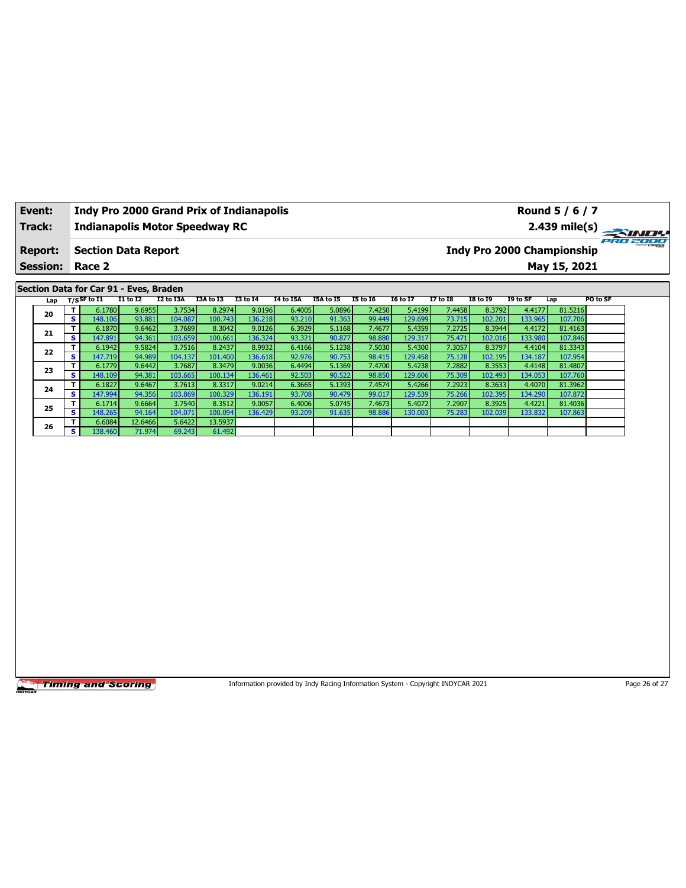| **Event:** | **Indy Pro 2000 Grand Prix of Indianapolis** | **Round 5 / 6 / 7** |
|---|---|---|
| **Track:** | **Indianapolis Motor Speedway RC** | **2.439 mile(s)** |
| **Report:** | **Section Data Report** | **Indy Pro 2000 Championship** |
| **Session:** | **Race 2** | **May 15, 2021** |

## Section Data for Car 91 - Eves, Braden

| Lap | T/S | SF to I1 | I1 to I2 | I2 to I3A | I3A to I3 | I3 to I4 | I4 to I5A | I5A to I5 | I5 to I6 | I6 to I7 | I7 to I8 | I8 to I9 | I9 to SF | Lap | PO to SF |
|---|---|---|---|---|---|---|---|---|---|---|---|---|---|---|---|
| 20 | T | 6.1780 | 9.6955 | 3.7534 | 8.2974 | 9.0196 | 6.4005 | 5.0896 | 7.4250 | 5.4199 | 7.4458 | 8.3792 | 4.4177 | 81.5216 | |
| | S | 148.106 | 93.881 | 104.087 | 100.743 | 136.218 | 93.210 | 91.363 | 99.449 | 129.699 | 73.715 | 102.201 | 133.965 | 107.706 | |
| 21 | T | 6.1870 | 9.6462 | 3.7689 | 8.3042 | 9.0126 | 6.3929 | 5.1168 | 7.4677 | 5.4359 | 7.2725 | 8.3944 | 4.4172 | 81.4163 | |
| | S | 147.891 | 94.361 | 103.659 | 100.661 | 136.324 | 93.321 | 90.877 | 98.880 | 129.317 | 75.471 | 102.016 | 133.980 | 107.846 | |
| 22 | T | 6.1942 | 9.5824 | 3.7516 | 8.2437 | 8.9932 | 6.4166 | 5.1238 | 7.5030 | 5.4300 | 7.3057 | 8.3797 | 4.4104 | 81.3343 | |
| | S | 147.719 | 94.989 | 104.137 | 101.400 | 136.618 | 92.976 | 90.753 | 98.415 | 129.458 | 75.128 | 102.195 | 134.187 | 107.954 | |
| 23 | T | 6.1779 | 9.6442 | 3.7687 | 8.3479 | 9.0036 | 6.4494 | 5.1369 | 7.4700 | 5.4238 | 7.2882 | 8.3553 | 4.4148 | 81.4807 | |
| | S | 148.109 | 94.381 | 103.665 | 100.134 | 136.461 | 92.503 | 90.522 | 98.850 | 129.606 | 75.309 | 102.493 | 134.053 | 107.760 | |
| 24 | T | 6.1827 | 9.6467 | 3.7613 | 8.3317 | 9.0214 | 6.3665 | 5.1393 | 7.4574 | 5.4266 | 7.2923 | 8.3633 | 4.4070 | 81.3962 | |
| | S | 147.994 | 94.356 | 103.869 | 100.329 | 136.191 | 93.708 | 90.479 | 99.017 | 129.539 | 75.266 | 102.395 | 134.290 | 107.872 | |
| 25 | T | 6.1714 | 9.6664 | 3.7540 | 8.3512 | 9.0057 | 6.4006 | 5.0745 | 7.4673 | 5.4072 | 7.2907 | 8.3925 | 4.4221 | 81.4036 | |
| | S | 148.265 | 94.164 | 104.071 | 100.094 | 136.429 | 93.209 | 91.635 | 98.886 | 130.003 | 75.283 | 102.039 | 133.832 | 107.863 | |
| 26 | T | 6.6084 | 12.6466 | 5.6422 | 13.5937 | | | | | | | | | | |
| | S | 138.460 | 71.974 | 69.243 | 61.492 | | | | | | | | | | |

Information provided by Indy Racing Information System - Copyright INDYCAR 2021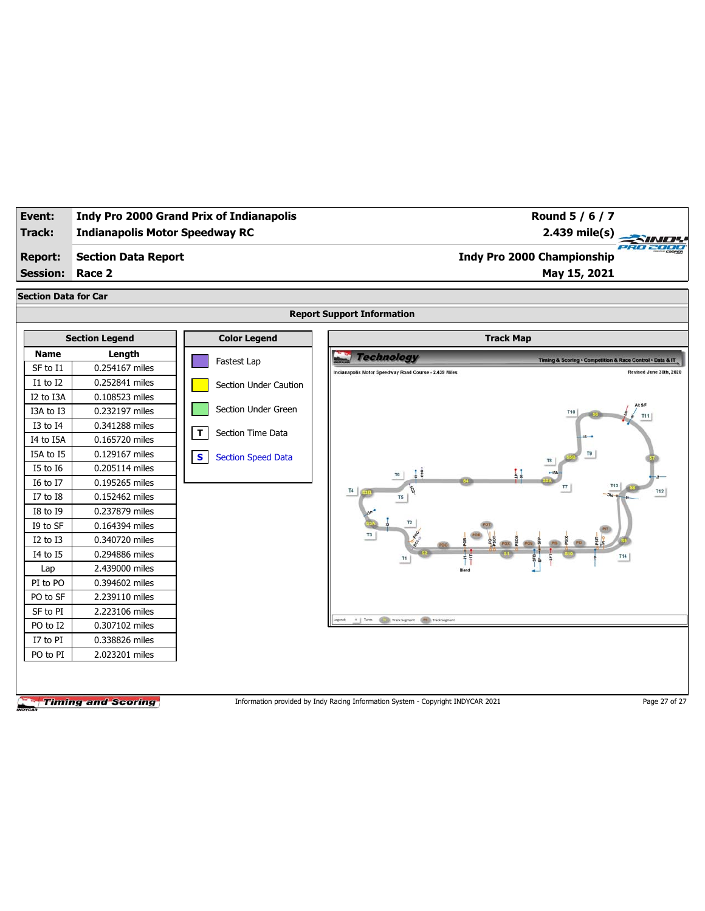| | | | |
|---|---|---|---|
| **Event:** | **Indy Pro 2000 Grand Prix of Indianapolis** | **Round 5 / 6 / 7** | |
| **Track:** | **Indianapolis Motor Speedway RC** | **2.439 mile(s)** | |
| **Report:** | **Section Data Report** | **Indy Pro 2000 Championship** | |
| **Session:** | **Race 2** | **May 15, 2021** | |

**Section Data for Car**

## Report Support Information

**Section Legend**

| Name | Length |
|---|---|
| SF to I1 | 0.254167 miles |
| I1 to I2 | 0.252841 miles |
| I2 to I3A | 0.108523 miles |
| I3A to I3 | 0.232197 miles |
| I3 to I4 | 0.341288 miles |
| I4 to I5A | 0.165720 miles |
| I5A to I5 | 0.129167 miles |
| I5 to I6 | 0.205114 miles |
| I6 to I7 | 0.195265 miles |
| I7 to I8 | 0.152462 miles |
| I8 to I9 | 0.237879 miles |
| I9 to SF | 0.164394 miles |
| I2 to I3 | 0.340720 miles |
| I4 to I5 | 0.294886 miles |
| Lap | 2.439000 miles |
| PI to PO | 0.394602 miles |
| PO to SF | 2.239110 miles |
| SF to PI | 2.223106 miles |
| PO to I2 | 0.307102 miles |
| I7 to PI | 0.338826 miles |
| PO to PI | 2.023201 miles |

**Color Legend**

- Fastest Lap
- Section Under Caution
- Section Under Green
- T — Section Time Data
- S — Section Speed Data

**Track Map**

Technology

Timing & Scoring • Competition & Race Control • Data & IT

Indianapolis Motor Speedway Road Course - 2.439 Miles

Revised June 30th, 2020

Information provided by Indy Racing Information System - Copyright INDYCAR 2021